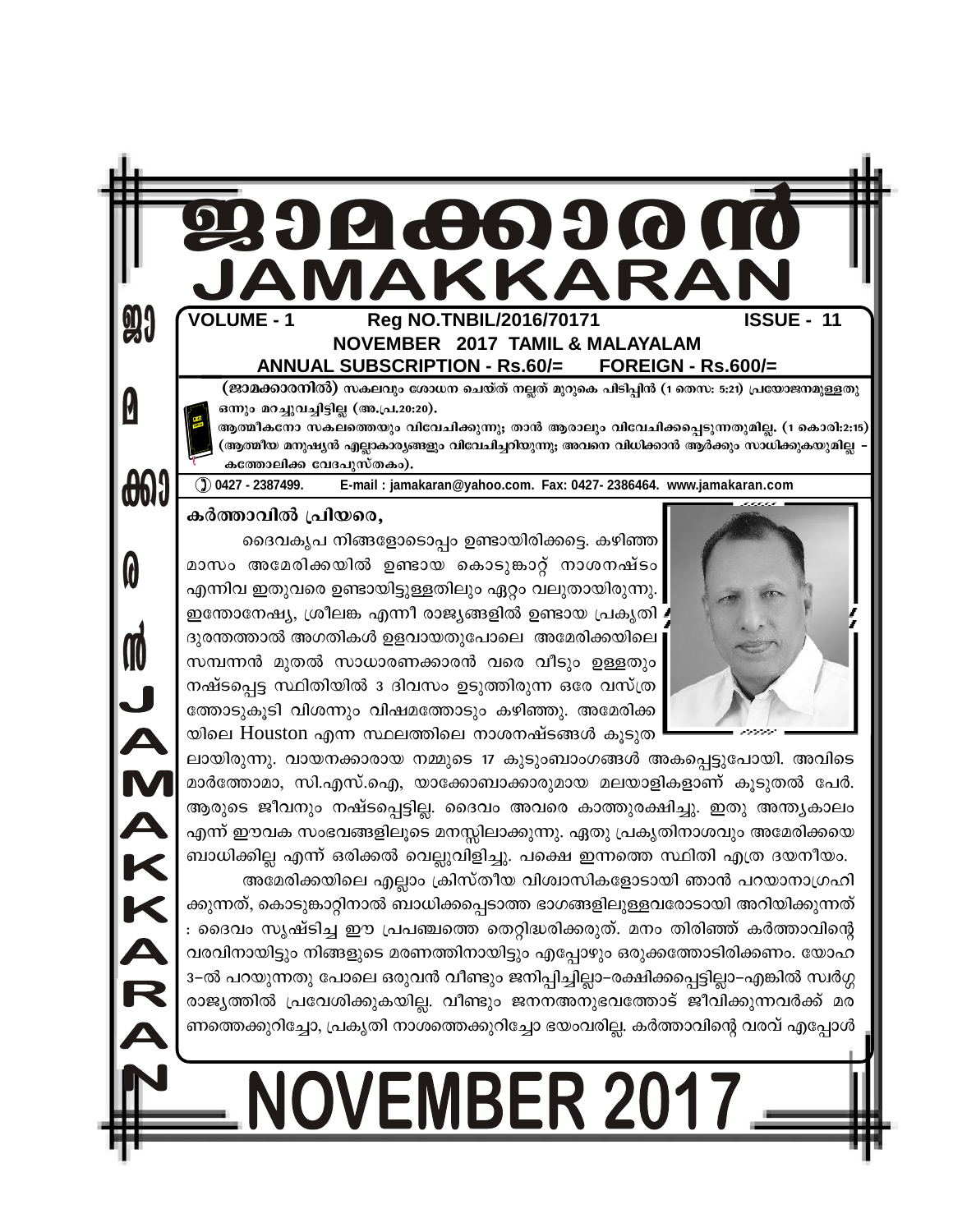# ജാമക്കാരൻ
# JAMAKKARAN

**VOLUME - 1 Reg NO.TNBIL/2016/70171 ISSUE - 11**

**NOVEMBER 2017 TAMIL & MALAYALAM**

**ANNUAL SUBSCRIPTION - Rs.60/= FOREIGN - Rs.600/=**

**(ജാമക്കാരനിൽ)** സകലവും ശോധന ചെയ്ത് നല്ലത് മുറുകെ പിടിപ്പിൻ (1 തെസ: 5:21) പ്രയോജനമുള്ളതു ഒന്നും മറച്ചുവച്ചിട്ടില്ല (അ.പ്ര.20:20).

ആത്മീകനോ സകലത്തെയും വിവേചിക്കുന്നു; താൻ ആരാലും വിവേചിക്കപ്പെടുന്നതുമില്ല. (1 കൊരി:2:15) (ആത്മീയ മനുഷ്യൻ എല്ലാകാര്യങ്ങളും വിവേചിച്ചറിയുന്നു; അവനെ വിധിക്കാൻ ആർക്കും സാധിക്കുകയുമില്ല – കത്തോലിക്ക വേദപുസ്തകം).

0427 - 2387499. E-mail : jamakaran@yahoo.com. Fax: 0427- 2386464. www.jamakaran.com

## കർത്താവിൽ പ്രിയരെ,

ദൈവകൃപ നിങ്ങളോടൊപ്പം ഉണ്ടായിരിക്കട്ടെ. കഴിഞ്ഞ മാസം അമേരിക്കയിൽ ഉണ്ടായ കൊടുങ്കാറ്റ് നാശനഷ്ടം എന്നിവ ഇതുവരെ ഉണ്ടായിട്ടുള്ളതിലും ഏറ്റം വലുതായിരുന്നു. ഇന്തോനേഷ്യ, ശ്രീലങ്ക എന്നീ രാജ്യങ്ങളിൽ ഉണ്ടായ പ്രകൃതി ദുരന്തത്താൽ അഗതികൾ ഉളവായതുപോലെ അമേരിക്കയിലെ സമ്പന്നൻ മുതൽ സാധാരണക്കാരൻ വരെ വീടും ഉള്ളതും നഷ്ടപ്പെട്ട സ്ഥിതിയിൽ 3 ദിവസം ഉടുത്തിരുന്ന ഒരേ വസ്ത്രത്തോടുകൂടി വിശന്നും വിഷമത്തോടും കഴിഞ്ഞു. അമേരിക്കയിലെ Houston എന്ന സ്ഥലത്തിലെ നാശനഷ്ടങ്ങൾ കൂടുതലായിരുന്നു. വായനക്കാരായ നമ്മുടെ 17 കുടുംബാംഗങ്ങൾ അകപ്പെട്ടുപോയി. അവിടെ മാർത്തോമാ, സി.എസ്.ഐ, യാക്കോബാക്കാരുമായ മലയാളികളാണ് കൂടുതൽ പേർ. ആരുടെ ജീവനും നഷ്ടപ്പെട്ടില്ല. ദൈവം അവരെ കാത്തുരക്ഷിച്ചു. ഇതു അന്ത്യകാലം എന്ന് ഈവക സംഭവങ്ങളിലൂടെ മനസ്സിലാക്കുന്നു. ഏതു പ്രകൃതിനാശവും അമേരിക്കയെ ബാധിക്കില്ല എന്ന് ഒരിക്കൽ വെല്ലുവിളിച്ചു. പക്ഷെ ഇന്നത്തെ സ്ഥിതി എത്ര ദയനീയം.

അമേരിക്കയിലെ എല്ലാം ക്രിസ്തീയ വിശ്വാസികളോടായി ഞാൻ പറയാനാഗ്രഹിക്കുന്നത്, കൊടുങ്കാറ്റിനാൽ ബാധിക്കപ്പെടാത്ത ഭാഗങ്ങളിലുള്ളവരോടായി അറിയിക്കുന്നത് : ദൈവം സൃഷ്ടിച്ച ഈ പ്രപഞ്ചത്തെ തെറ്റിദ്ധരിക്കരുത്. മനം തിരിഞ്ഞ് കർത്താവിന്റെ വരവിനായിട്ടും നിങ്ങളുടെ മരണത്തിനായിട്ടും എപ്പോഴും ഒരുക്കത്തോടിരിക്കണം. യോഹ 3–ൽ പറയുന്നതു പോലെ ഒരുവൻ വീണ്ടും ജനിപ്പിച്ചില്ലാ–രക്ഷിക്കപ്പെട്ടില്ലാ–എങ്കിൽ സ്വർഗ്ഗ രാജ്യത്തിൽ പ്രവേശിക്കുകയില്ല. വീണ്ടും ജനനഅനുഭവത്തോട് ജീവിക്കുന്നവർക്ക് മരണത്തെക്കുറിച്ചോ, പ്രകൃതി നാശത്തെക്കുറിച്ചോ ഭയംവരില്ല. കർത്താവിന്റെ വരവ് എപ്പോൾ

# NOVEMBER 2017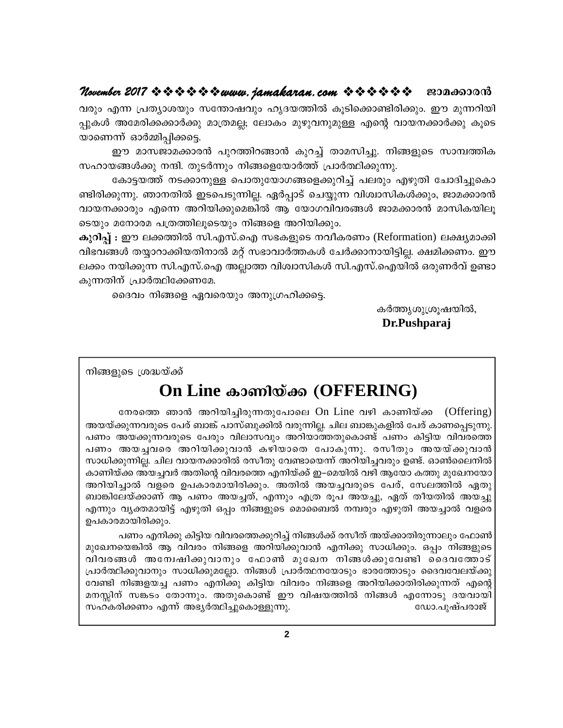വരും എന്ന പ്രത്യാശയും സന്തോഷവും ഹൃദയത്തിൽ കൂടിക്കൊണ്ടിരിക്കും. ഈ മുന്നറിയിപ്പുകൾ അമേരിക്കക്കാർക്കു മാത്രമല്ല; ലോകം മുഴുവനുമുള്ള എന്റെ വായനക്കാർക്കു കൂടെയാണെന്ന് ഓർമ്മിപ്പിക്കട്ടെ.

ഈ മാസജാമക്കാരൻ പുറത്തിറങ്ങാൻ കുറച്ച് താമസിച്ചു. നിങ്ങളുടെ സാമ്പത്തിക സഹായങ്ങൾക്കു നന്ദി. തുടർന്നും നിങ്ങളെയോർത്ത് പ്രാർത്ഥിക്കുന്നു.

കോട്ടയത്ത് നടക്കാനുള്ള പൊതുയോഗങ്ങളെക്കുറിച്ച് പലരും എഴുതി ചോദിച്ചുകൊണ്ടിരിക്കുന്നു. ഞാനതിൽ ഇടപെടുന്നില്ല. ഏർപ്പാട് ചെയ്യുന്ന വിശ്വാസികൾക്കും, ജാമക്കാരൻ വായനക്കാരും എന്നെ അറിയിക്കുമെങ്കിൽ ആ യോഗവിവരങ്ങൾ ജാമക്കാരൻ മാസികയിലൂടെയും മനോരമ പത്രത്തിലൂടെയും നിങ്ങളെ അറിയിക്കും.

**കുറിപ്പ് :** ഈ ലക്കത്തിൽ സി.എസ്.ഐ സഭകളുടെ നവീകരണം (Reformation) ലക്ഷ്യമാക്കി വിഭവങ്ങൾ തയ്യാറാക്കിയതിനാൽ മറ്റ് സഭാവാർത്തകൾ ചേർക്കാനായിട്ടില്ല. ക്ഷമിക്കണം. ഈ ലക്കം നയിക്കുന്ന സി.എസ്.ഐ അല്ലാത്ത വിശ്വാസികൾ സി.എസ്.ഐയിൽ ഒരുണർവ് ഉണ്ടാകുന്നതിന് പ്രാർത്ഥിക്കേണമേ.

ദൈവം നിങ്ങളെ ഏവരെയും അനുഗ്രഹിക്കട്ടെ.

കർത്തൃശുശ്രൂഷയിൽ,
**Dr.Pushparaj**

---

നിങ്ങളുടെ ശ്രദ്ധയ്ക്ക്

# On Line കാണിയ്ക്ക (OFFERING)

നേരത്തെ ഞാൻ അറിയിച്ചിരുന്നതുപോലെ On Line വഴി കാണിയ്ക്ക (Offering) അയയ്ക്കുന്നവരുടെ പേര് ബാങ്ക് പാസ്ബുക്കിൽ വരുന്നില്ല. ചില ബാങ്കുകളിൽ പേര് കാണപ്പെടുന്നു. പണം അയക്കുന്നവരുടെ പേരും വിലാസവും അറിയാത്തതുകൊണ്ട് പണം കിട്ടിയ വിവരത്തെ പണം അയച്ചവരെ അറിയിക്കുവാൻ കഴിയാതെ പോകുന്നു. രസീതും അയയ്ക്കുവാൻ സാധിക്കുന്നില്ല. ചില വായനക്കാരിൽ രസീതു വേണ്ടായെന്ന് അറിയിച്ചവരും ഉണ്ട്. ഓൺലൈനിൽ കാണിയ്ക്ക അയച്ചവർ അതിന്റെ വിവരത്തെ എനിയ്ക്ക് ഇ–മെയിൽ വഴി ആയോ കത്തു മുഖേനയോ അറിയിച്ചാൽ വളരെ ഉപകാരമായിരിക്കും. അതിൽ അയച്ചവരുടെ പേര്, സേലത്തിൽ ഏതു ബാങ്കിലേയ്ക്കാണ് ആ പണം അയച്ചത്, എന്നും എത്ര രൂപ അയച്ചു, ഏത് തീയതിൽ അയച്ചു എന്നും വ്യക്തമായിട്ട് എഴുതി ഒപ്പം നിങ്ങളുടെ മൊബൈൽ നമ്പരും എഴുതി അയച്ചാൽ വളരെ ഉപകാരമായിരിക്കും.

പണം എനിക്കു കിട്ടിയ വിവരത്തെക്കുറിച്ച് നിങ്ങൾക്ക് രസീത് അയ്ക്കാതിരുന്നാലും ഫോൺ മുഖേനയെങ്കിൽ ആ വിവരം നിങ്ങളെ അറിയിക്കുവാൻ എനിക്കു സാധിക്കും. ഒപ്പം നിങ്ങളുടെ വിവരങ്ങൾ അന്വേഷിക്കുവാനും ഫോൺ മുഖേന നിങ്ങൾക്കുവേണ്ടി ദൈവത്തോട് പ്രാർത്ഥിക്കുവാനും സാധിക്കുമല്ലോ. നിങ്ങൾ പ്രാർത്ഥനയോടും ഭാരത്തോടും ദൈവവേലയ്ക്കു വേണ്ടി നിങ്ങളയച്ച പണം എനിക്കു കിട്ടിയ വിവരം നിങ്ങളെ അറിയിക്കാതിരിക്കുന്നത് എന്റെ മനസ്സിന് സങ്കടം തോന്നും. അതുകൊണ്ട് ഈ വിഷയത്തിൽ നിങ്ങൾ എന്നോടു ദയവായി സഹകരിക്കണം എന്ന് അഭ്യർത്ഥിച്ചുകൊള്ളുന്നു.

ഡോ.പുഷ്പരാജ്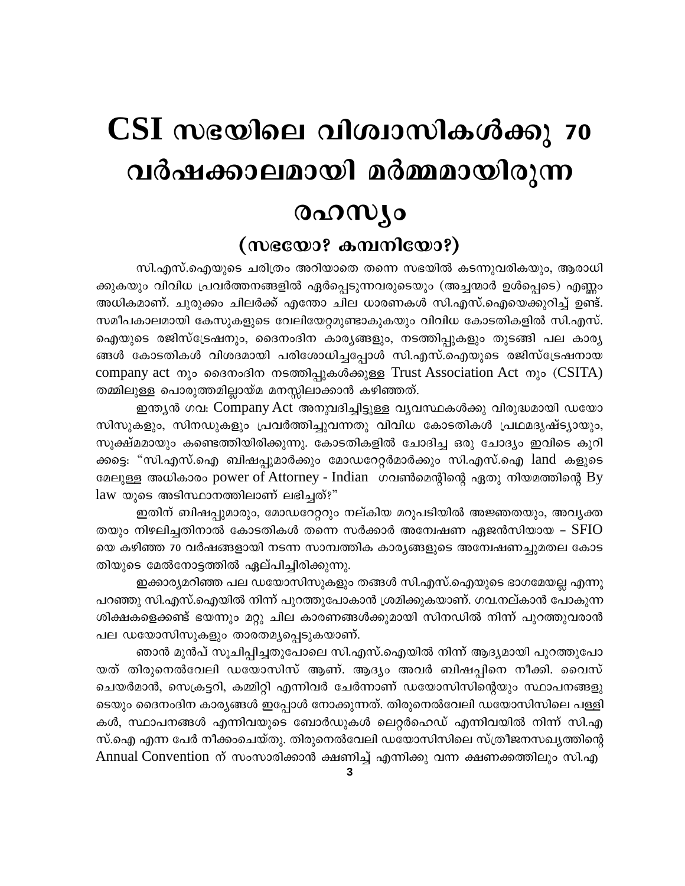# CSI സഭയിലെ വിശ്വാസികൾക്കു 70 വർഷക്കാലമായി മർമ്മമായിരുന്ന രഹസ്യം

## (സഭയോ? കമ്പനിയോ?)

സി.എസ്.ഐയുടെ ചരിത്രം അറിയാതെ തന്നെ സഭയിൽ കടന്നുവരികയും, ആരാധിക്കുകയും വിവിധ പ്രവർത്തനങ്ങളിൽ ഏർപ്പെടുന്നവരുടെയും (അച്ചന്മാർ ഉൾപ്പെടെ) എണ്ണം അധികമാണ്. ചുരുക്കം ചിലർക്ക് എന്തോ ചില ധാരണകൾ സി.എസ്.ഐയെക്കുറിച്ച് ഉണ്ട്. സമീപകാലമായി കേസുകളുടെ വേലിയേറ്റമുണ്ടാകുകയും വിവിധ കോടതികളിൽ സി.എസ്.ഐയുടെ രജിസ്ട്രേഷനും, ദൈനംദിന കാര്യങ്ങളും, നടത്തിപ്പുകളും തുടങ്ങി പല കാര്യങ്ങൾ കോടതികൾ വിശദമായി പരിശോധിച്ചപ്പോൾ സി.എസ്.ഐയുടെ രജിസ്ട്രേഷനായ company act നും ദൈനംദിന നടത്തിപ്പുകൾക്കുള്ള Trust Association Act നും (CSITA) തമ്മിലുള്ള പൊരുത്തമില്ലായ്മ മനസ്സിലാക്കാൻ കഴിഞ്ഞത്.

ഇന്ത്യൻ ഗവ: Company Act അനുവദിച്ചിട്ടുള്ള വ്യവസ്ഥകൾക്കു വിരുദ്ധമായി ഡയോസിസുകളും, സിനഡുകളും പ്രവർത്തിച്ചുവന്നതു വിവിധ കോടതികൾ പ്രഥമദൃഷ്ട്യായും, സൂക്ഷ്മമായും കണ്ടെത്തിയിരിക്കുന്നു. കോടതികളിൽ ചോദിച്ച ഒരു ചോദ്യം ഇവിടെ കുറിക്കട്ടെ: "സി.എസ്.ഐ ബിഷപ്പുമാർക്കും മോഡറേറ്റർമാർക്കും സി.എസ്.ഐ land കളുടെ മേലുള്ള അധികാരം power of Attorney - Indian ഗവൺമെന്റിന്റെ ഏതു നിയമത്തിന്റെ By law യുടെ അടിസ്ഥാനത്തിലാണ് ലഭിച്ചത്?"

ഇതിന് ബിഷപ്പുമാരും, മോഡറേറ്ററും നല്കിയ മറുപടിയിൽ അജ്ഞതയും, അവ്യക്തതയും നിഴലിച്ചതിനാൽ കോടതികൾ തന്നെ സർക്കാർ അന്വേഷണ ഏജൻസിയായ – SFIO യെ കഴിഞ്ഞ 70 വർഷങ്ങളായി നടന്ന സാമ്പത്തിക കാര്യങ്ങളുടെ അന്വേഷണച്ചുമതല കോടതിയുടെ മേൽനോട്ടത്തിൽ ഏല്പിച്ചിരിക്കുന്നു.

ഇക്കാര്യമറിഞ്ഞ പല ഡയോസിസുകളും തങ്ങൾ സി.എസ്.ഐയുടെ ഭാഗമേയല്ല എന്നു പറഞ്ഞു സി.എസ്.ഐയിൽ നിന്ന് പുറത്തുപോകാൻ ശ്രമിക്കുകയാണ്. ഗവ.നല്കാൻ പോകുന്ന ശിക്ഷകളെക്കണ്ട് ഭയന്നും മറ്റു ചില കാരണങ്ങൾക്കുമായി സിനഡിൽ നിന്ന് പുറത്തുവരാൻ പല ഡയോസിസുകളും താരതമ്യപ്പെടുകയാണ്.

ഞാൻ മുൻപ് സൂചിപ്പിച്ചതുപോലെ സി.എസ്.ഐയിൽ നിന്ന് ആദ്യമായി പുറത്തുപോയത് തിരുനെൽവേലി ഡയോസിസ് ആണ്. ആദ്യം അവർ ബിഷപ്പിനെ നീക്കി. വൈസ് ചെയർമാൻ, സെക്രട്ടറി, കമ്മിറ്റി എന്നിവർ ചേർന്നാണ് ഡയോസിസിന്റെയും സ്ഥാപനങ്ങളുടെയും ദൈനംദിന കാര്യങ്ങൾ ഇപ്പോൾ നോക്കുന്നത്. തിരുനെൽവേലി ഡയോസിസിലെ പള്ളികൾ, സ്ഥാപനങ്ങൾ എന്നിവയുടെ ബോർഡുകൾ ലെറ്റർഹെഡ് എന്നിവയിൽ നിന്ന് സി.എസ്.ഐ എന്ന പേർ നീക്കംചെയ്തു. തിരുനെൽവേലി ഡയോസിസിലെ സ്ത്രീജനസഖ്യത്തിന്റെ Annual Convention ന് സംസാരിക്കാൻ ക്ഷണിച്ച് എന്നിക്കു വന്ന ക്ഷണക്കത്തിലും സി.എ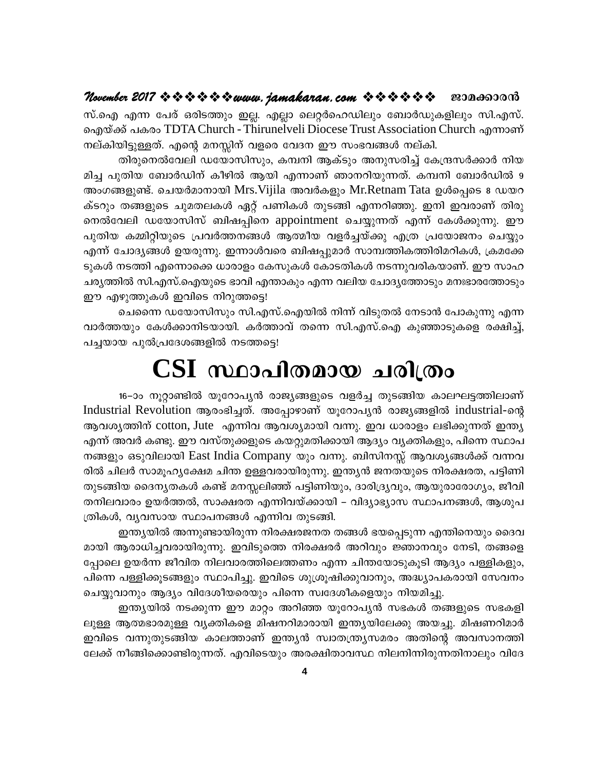സ്.ഐ എന്ന പേര് ഒരിടത്തും ഇല്ല. എല്ലാ ലെറ്റർഹെഡിലും ബോർഡുകളിലും സി.എസ്. ഐയ്ക്ക് പകരം TDTA Church - Thirunelveli Diocese Trust Association Church എന്നാണ് നല്കിയിട്ടുള്ളത്. എന്റെ മനസ്സിന് വളരെ വേദന ഈ സംഭവങ്ങൾ നല്കി.

തിരുനെൽവേലി ഡയോസിസും, കമ്പനി ആക്ടും അനുസരിച്ച് കേന്ദ്രസർക്കാർ നിയമിച്ച പുതിയ ബോർഡിന് കീഴിൽ ആയി എന്നാണ് ഞാനറിയുന്നത്. കമ്പനി ബോർഡിൽ 9 അംഗങ്ങളുണ്ട്. ചെയർമാനായി Mrs.Vijila അവർകളും Mr.Retnam Tata ഉൾപ്പെടെ 8 ഡയറക്ടറും തങ്ങളുടെ ചുമതലകൾ ഏറ്റ് പണികൾ തുടങ്ങി എന്നറിഞ്ഞു. ഇനി ഇവരാണ് തിരുനെൽവേലി ഡയോസിസ് ബിഷപ്പിനെ appointment ചെയ്യുന്നത് എന്ന് കേൾക്കുന്നു. ഈ പുതിയ കമ്മിറ്റിയുടെ പ്രവർത്തനങ്ങൾ ആത്മീയ വളർച്ചയ്ക്കു എത്ര പ്രയോജനം ചെയ്യും എന്ന് ചോദ്യങ്ങൾ ഉയരുന്നു. ഇന്നാൾവരെ ബിഷപ്പുമാർ സാമ്പത്തികത്തിരിമറികൾ, ക്രമക്കേടുകൾ നടത്തി എന്നൊക്കെ ധാരാളം കേസുകൾ കോടതികൾ നടന്നുവരികയാണ്. ഈ സാഹചര്യത്തിൽ സി.എസ്.ഐയുടെ ഭാവി എന്താകും എന്ന വലിയ ചോദ്യത്തോടും മനഃഭാരത്തോടും ഈ എഴുത്തുകൾ ഇവിടെ നിറുത്തട്ടെ!

ചെന്നൈ ഡയോസിസും സി.എസ്.ഐയിൽ നിന്ന് വിടുതൽ നേടാൻ പോകുന്നു എന്ന വാർത്തയും കേൾക്കാനിടയായി. കർത്താവ് തന്നെ സി.എസ്.ഐ കുഞ്ഞാടുകളെ രക്ഷിച്ച്, പച്ചയായ പുൽപ്രദേശങ്ങളിൽ നടത്തട്ടെ!

# CSI സ്ഥാപിതമായ ചരിത്രം

16–ാം നൂറ്റാണ്ടിൽ യൂറോപ്യൻ രാജ്യങ്ങളുടെ വളർച്ച തുടങ്ങിയ കാലഘട്ടത്തിലാണ് Industrial Revolution ആരംഭിച്ചത്. അപ്പോഴാണ് യൂറോപ്യൻ രാജ്യങ്ങളിൽ industrial-ന്റെ ആവശ്യത്തിന് cotton, Jute എന്നിവ ആവശ്യമായി വന്നു. ഇവ ധാരാളം ലഭിക്കുന്നത് ഇന്ത്യ എന്ന് അവർ കണ്ടു. ഈ വസ്തുക്കളുടെ കയറ്റുമതിക്കായി ആദ്യം വ്യക്തികളും, പിന്നെ സ്ഥാപനങ്ങളും ഒടുവിലായി East India Company യും വന്നു. ബിസിനസ്സ് ആവശ്യങ്ങൾക്ക് വന്നവരിൽ ചിലർ സാമൂഹ്യക്ഷേമ ചിന്ത ഉള്ളവരായിരുന്നു. ഇന്ത്യൻ ജനതയുടെ നിരക്ഷരത, പട്ടിണി തുടങ്ങിയ ദൈന്യതകൾ കണ്ട് മനസ്സലിഞ്ഞ് പട്ടിണിയും, ദാരിദ്ര്യവും, ആയുരാരോഗ്യം, ജീവിതനിലവാരം ഉയർത്തൽ, സാക്ഷരത എന്നിവയ്ക്കായി – വിദ്യാഭ്യാസ സ്ഥാപനങ്ങൾ, ആശുപത്രികൾ, വ്യവസായ സ്ഥാപനങ്ങൾ എന്നിവ തുടങ്ങി.

ഇന്ത്യയിൽ അന്നുണ്ടായിരുന്ന നിരക്ഷരജനത തങ്ങൾ ഭയപ്പെടുന്ന എന്തിനെയും ദൈവമായി ആരാധിച്ചവരായിരുന്നു. ഇവിടുത്തെ നിരക്ഷരർ അറിവും ജ്ഞാനവും നേടി, തങ്ങളെപ്പോലെ ഉയർന്ന ജീവിത നിലവാരത്തിലെത്തണം എന്ന ചിന്തയോടുകൂടി ആദ്യം പള്ളികളും, പിന്നെ പള്ളിക്കൂടങ്ങളും സ്ഥാപിച്ചു. ഇവിടെ ശുശ്രൂഷിക്കുവാനും, അദ്ധ്യാപകരായി സേവനം ചെയ്യുവാനും ആദ്യം വിദേശീയരെയും പിന്നെ സ്വദേശീകളെയും നിയമിച്ചു.

ഇന്ത്യയിൽ നടക്കുന്ന ഈ മാറ്റം അറിഞ്ഞ യൂറോപ്യൻ സഭകൾ തങ്ങളുടെ സഭകളിലുള്ള ആത്മഭാരമുള്ള വ്യക്തികളെ മിഷനറിമാരായി ഇന്ത്യയിലേക്കു അയച്ചു. മിഷണറിമാർ ഇവിടെ വന്നുതുടങ്ങിയ കാലത്താണ് ഇന്ത്യൻ സ്വാതന്ത്ര്യസമരം അതിന്റെ അവസാനത്തിലേക്ക് നീങ്ങിക്കൊണ്ടിരുന്നത്. എവിടെയും അരക്ഷിതാവസ്ഥ നിലനിന്നിരുന്നതിനാലും വിദേ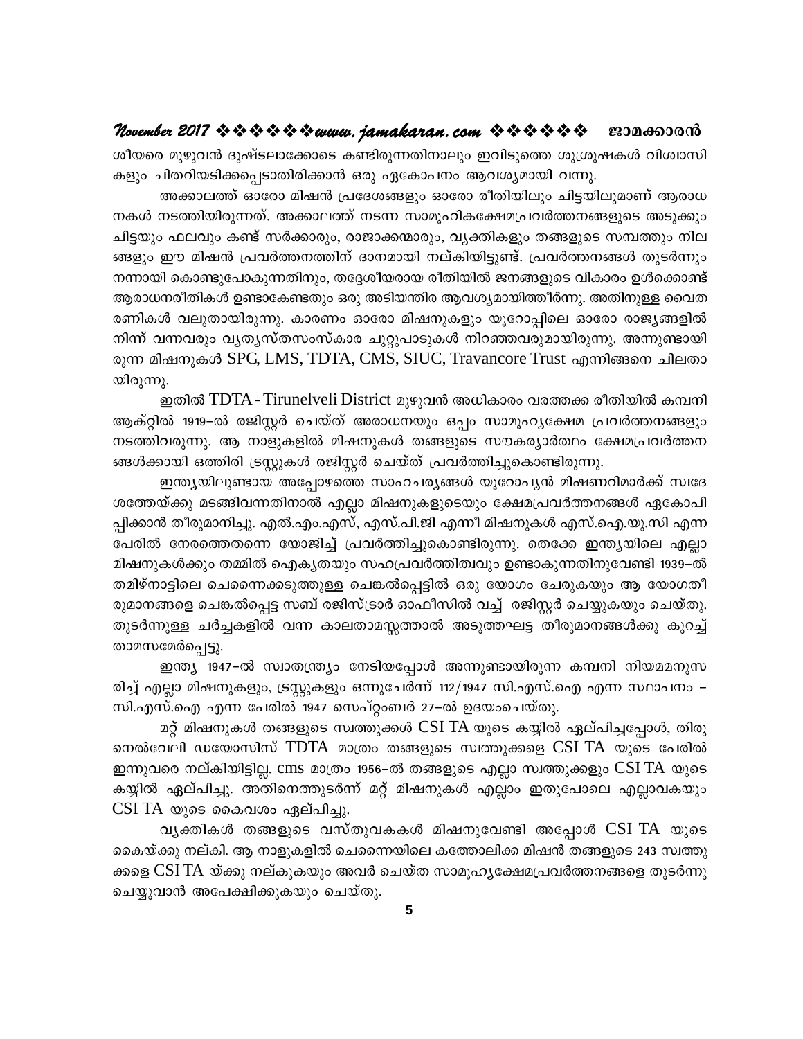ശീയരെ മുഴുവൻ ദുഷ്ടലാക്കോടെ കണ്ടിരുന്നതിനാലും ഇവിടുത്തെ ശുശ്രൂഷകൾ വിശ്വാസികളും ചിതറിയടിക്കപ്പെടാതിരിക്കാൻ ഒരു ഏകോപനം ആവശ്യമായി വന്നു.

അക്കാലത്ത് ഓരോ മിഷൻ പ്രദേശങ്ങളും ഓരോ രീതിയിലും ചിട്ടയിലുമാണ് ആരാധനകൾ നടത്തിയിരുന്നത്. അക്കാലത്ത് നടന്ന സാമൂഹികക്ഷേമപ്രവർത്തനങ്ങളുടെ അടുക്കും ചിട്ടയും ഫലവും കണ്ട് സർക്കാരും, രാജാക്കന്മാരും, വ്യക്തികളും തങ്ങളുടെ സമ്പത്തും നിലങ്ങളും ഈ മിഷൻ പ്രവർത്തനത്തിന് ദാനമായി നല്കിയിട്ടുണ്ട്. പ്രവർത്തനങ്ങൾ തുടർന്നും നന്നായി കൊണ്ടുപോകുന്നതിനും, തദ്ദേശീയരായ രീതിയിൽ ജനങ്ങളുടെ വികാരം ഉൾക്കൊണ്ട് ആരാധനരീതികൾ ഉണ്ടാകേണ്ടതും ഒരു അടിയന്തിര ആവശ്യമായിത്തീർന്നു. അതിനുള്ള വൈതരണികൾ വലുതായിരുന്നു. കാരണം ഓരോ മിഷനുകളും യൂറോപ്പിലെ ഓരോ രാജ്യങ്ങളിൽ നിന്ന് വന്നവരും വ്യത്യസ്തസംസ്കാര ചുറ്റുപാടുകൾ നിറഞ്ഞവരുമായിരുന്നു. അന്നുണ്ടായിരുന്ന മിഷനുകൾ SPG, LMS, TDTA, CMS, SIUC, Travancore Trust എന്നിങ്ങനെ ചിലതായിരുന്നു.

ഇതിൽ TDTA - Tirunelveli District മുഴുവൻ അധികാരം വരത്തക്ക രീതിയിൽ കമ്പനി ആക്റ്റിൽ 1919–ൽ രജിസ്റ്റർ ചെയ്ത് അരാധനയും ഒപ്പം സാമൂഹ്യക്ഷേമ പ്രവർത്തനങ്ങളും നടത്തിവരുന്നു. ആ നാളുകളിൽ മിഷനുകൾ തങ്ങളുടെ സൗകര്യാർത്ഥം ക്ഷേമപ്രവർത്തനങ്ങൾക്കായി ഒത്തിരി ട്രസ്റ്റുകൾ രജിസ്റ്റർ ചെയ്ത് പ്രവർത്തിച്ചുകൊണ്ടിരുന്നു.

ഇന്ത്യയിലുണ്ടായ അപ്പോഴത്തെ സാഹചര്യങ്ങൾ യൂറോപ്യൻ മിഷണറിമാർക്ക് സ്വദേശത്തേയ്ക്കു മടങ്ങിവന്നതിനാൽ എല്ലാ മിഷനുകളുടെയും ക്ഷേമപ്രവർത്തനങ്ങൾ ഏകോപിപ്പിക്കാൻ തീരുമാനിച്ചു. എൽ.എം.എസ്, എസ്.പി.ജി എന്നീ മിഷനുകൾ എസ്.ഐ.യു.സി എന്ന പേരിൽ നേരത്തെതന്നെ യോജിച്ച് പ്രവർത്തിച്ചുകൊണ്ടിരുന്നു. തെക്കേ ഇന്ത്യയിലെ എല്ലാ മിഷനുകൾക്കും തമ്മിൽ ഐക്യതയും സഹപ്രവർത്തിത്വവും ഉണ്ടാകുന്നതിനുവേണ്ടി 1939–ൽ തമിഴ്നാട്ടിലെ ചെന്നൈക്കടുത്തുള്ള ചെങ്കൽപ്പെട്ടിൽ ഒരു യോഗം ചേരുകയും ആ യോഗതീരുമാനങ്ങളെ ചെങ്കൽപ്പെട്ട സബ് രജിസ്ട്രാർ ഓഫീസിൽ വച്ച് രജിസ്റ്റർ ചെയ്യുകയും ചെയ്തു. തുടർന്നുള്ള ചർച്ചകളിൽ വന്ന കാലതാമസ്സത്താൽ അടുത്തഘട്ട തീരുമാനങ്ങൾക്കു കുറച്ച് താമസമേർപ്പെട്ടു.

ഇന്ത്യ 1947–ൽ സ്വാതന്ത്ര്യം നേടിയപ്പോൾ അന്നുണ്ടായിരുന്ന കമ്പനി നിയമമനുസരിച്ച് എല്ലാ മിഷനുകളും, ട്രസ്റ്റുകളും ഒന്നുചേർന്ന് 112/1947 സി.എസ്.ഐ എന്ന സ്ഥാപനം – സി.എസ്.ഐ എന്ന പേരിൽ 1947 സെപ്റ്റംബർ 27–ൽ ഉദയംചെയ്തു.

മറ്റ് മിഷനുകൾ തങ്ങളുടെ സ്വത്തുക്കൾ CSI TA യുടെ കയ്യിൽ ഏല്പിച്ചപ്പോൾ, തിരുനെൽവേലി ഡയോസിസ് TDTA മാത്രം തങ്ങളുടെ സ്വത്തുക്കളെ CSI TA യുടെ പേരിൽ ഇന്നുവരെ നല്കിയിട്ടില്ല. cms മാത്രം 1956–ൽ തങ്ങളുടെ എല്ലാ സ്വത്തുക്കളും CSI TA യുടെ കയ്യിൽ ഏല്പിച്ചു. അതിനെത്തുടർന്ന് മറ്റ് മിഷനുകൾ എല്ലാം ഇതുപോലെ എല്ലാവകയും CSI TA യുടെ കൈവശം ഏല്പിച്ചു.

വ്യക്തികൾ തങ്ങളുടെ വസ്തുവകകൾ മിഷനുവേണ്ടി അപ്പോൾ CSI TA യുടെ കൈയ്ക്കു നല്കി. ആ നാളുകളിൽ ചെന്നൈയിലെ കത്തോലിക്ക മിഷൻ തങ്ങളുടെ 243 സ്വത്തുക്കളെ CSI TA യ്ക്കു നല്കുകയും അവർ ചെയ്ത സാമൂഹ്യക്ഷേമപ്രവർത്തനങ്ങളെ തുടർന്നു ചെയ്യുവാൻ അപേക്ഷിക്കുകയും ചെയ്തു.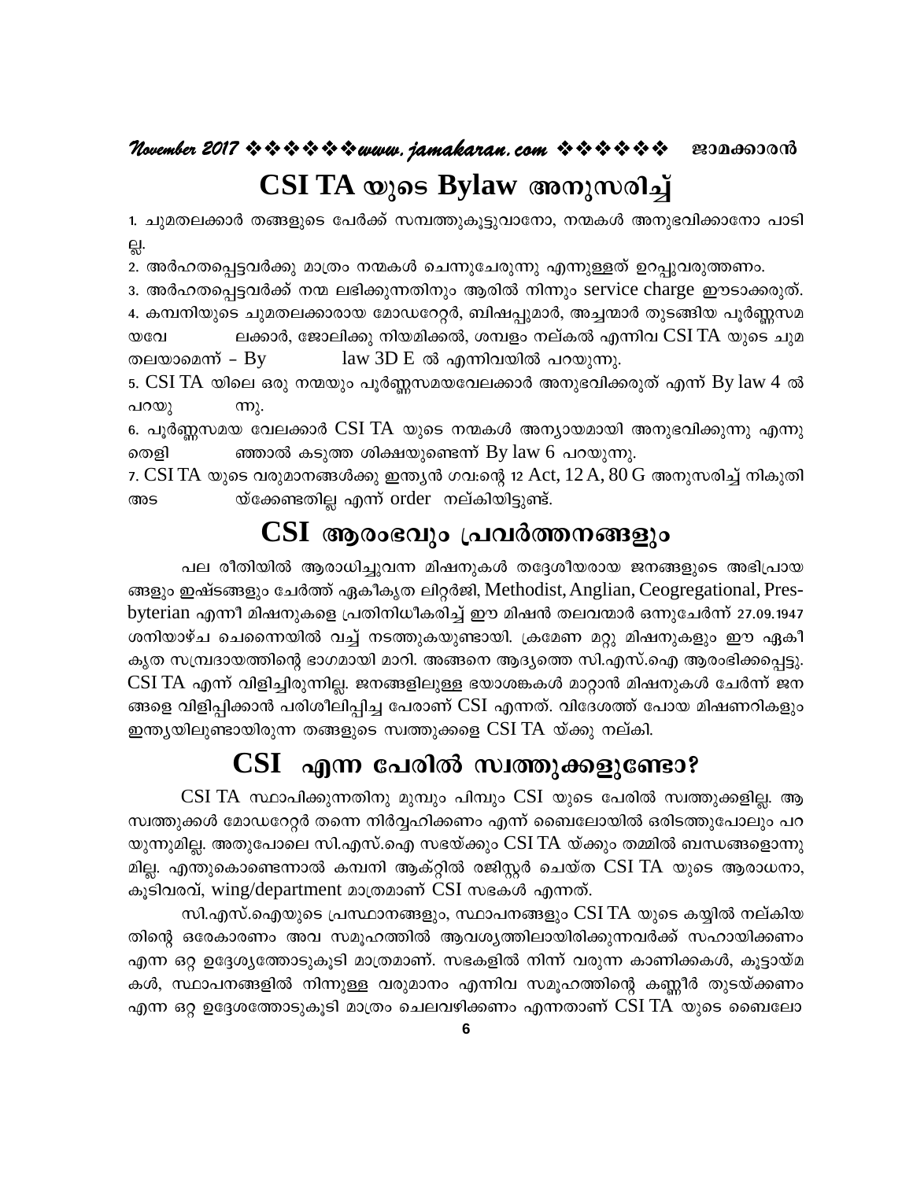# CSI TA യുടെ Bylaw അനുസരിച്ച്

1. ചുമതലക്കാർ തങ്ങളുടെ പേർക്ക് സമ്പത്തുകൂട്ടുവാനോ, നന്മകൾ അനുഭവിക്കാനോ പാടില്ല.
2. അർഹതപ്പെട്ടവർക്കു മാത്രം നന്മകൾ ചെന്നുചേരുന്നു എന്നുള്ളത് ഉറപ്പുവരുത്തണം.
3. അർഹതപ്പെട്ടവർക്ക് നന്മ ലഭിക്കുന്നതിനും ആരിൽ നിന്നും service charge ഈടാക്കരുത്.
4. കമ്പനിയുടെ ചുമതലക്കാരായ മോഡറേറ്റർ, ബിഷപ്പുമാർ, അച്ചന്മാർ തുടങ്ങിയ പൂർണ്ണസമയവേലക്കാർ, ജോലിക്കു നിയമിക്കൽ, ശമ്പളം നല്കൽ എന്നിവ CSI TA യുടെ ചുമതലയാമെന്ന് – By law 3D E ൽ എന്നിവയിൽ പറയുന്നു.
5. CSI TA യിലെ ഒരു നന്മയും പൂർണ്ണസമയവേലക്കാർ അനുഭവിക്കരുത് എന്ന് By law 4 ൽ പറയുന്നു.
6. പൂർണ്ണസമയ വേലക്കാർ CSI TA യുടെ നന്മകൾ അന്യായമായി അനുഭവിക്കുന്നു എന്നു തെളിഞ്ഞാൽ കടുത്ത ശിക്ഷയുണ്ടെന്ന് By law 6 പറയുന്നു.
7. CSI TA യുടെ വരുമാനങ്ങൾക്കു ഇന്ത്യൻ ഗവ:ന്റെ 12 Act, 12 A, 80 G അനുസരിച്ച് നികുതി അടയ്ക്കേണ്ടതില്ല എന്ന് order നല്കിയിട്ടുണ്ട്.

# CSI ആരംഭവും പ്രവർത്തനങ്ങളും

പല രീതിയിൽ ആരാധിച്ചുവന്ന മിഷനുകൾ തദ്ദേശീയരായ ജനങ്ങളുടെ അഭിപ്രായങ്ങളും ഇഷ്ടങ്ങളും ചേർത്ത് ഏകീകൃത ലിറ്റർജി, Methodist, Anglian, Ceogregational, Presbyterian എന്നീ മിഷനുകളെ പ്രതിനിധീകരിച്ച് ഈ മിഷൻ തലവന്മാർ ഒന്നുചേർന്ന് 27.09.1947 ശനിയാഴ്ച ചെന്നൈയിൽ വച്ച് നടത്തുകയുണ്ടായി. ക്രമേണ മറ്റു മിഷനുകളും ഈ ഏകീകൃത സമ്പ്രദായത്തിന്റെ ഭാഗമായി മാറി. അങ്ങനെ ആദ്യത്തെ സി.എസ്.ഐ ആരംഭിക്കപ്പെട്ടു. CSI TA എന്ന് വിളിച്ചിരുന്നില്ല. ജനങ്ങളിലുള്ള ഭയാശങ്കകൾ മാറ്റാൻ മിഷനുകൾ ചേർന്ന് ജനങ്ങളെ വിളിപ്പിക്കാൻ പരിശീലിപ്പിച്ച പേരാണ് CSI എന്നത്. വിദേശത്ത് പോയ മിഷണറികളും ഇന്ത്യയിലുണ്ടായിരുന്ന തങ്ങളുടെ സ്വത്തുക്കളെ CSI TA യ്ക്കു നല്കി.

# CSI എന്ന പേരിൽ സ്വത്തുക്കളുണ്ടോ?

CSI TA സ്ഥാപിക്കുന്നതിനു മുമ്പും പിമ്പും CSI യുടെ പേരിൽ സ്വത്തുക്കളില്ല. ആ സ്വത്തുക്കൾ മോഡറേറ്റർ തന്നെ നിർവ്വഹിക്കണം എന്ന് ബൈലോയിൽ ഒരിടത്തുപോലും പറയുന്നുമില്ല. അതുപോലെ സി.എസ്.ഐ സഭയ്ക്കും CSI TA യ്ക്കും തമ്മിൽ ബന്ധങ്ങളൊന്നുമില്ല. എന്തുകൊണ്ടെന്നാൽ കമ്പനി ആക്റ്റിൽ രജിസ്റ്റർ ചെയ്ത CSI TA യുടെ ആരാധനാ, കൂടിവരവ്, wing/department മാത്രമാണ് CSI സഭകൾ എന്നത്.

സി.എസ്.ഐയുടെ പ്രസ്ഥാനങ്ങളും, സ്ഥാപനങ്ങളും CSI TA യുടെ കയ്യിൽ നല്കിയതിന്റെ ഒരേകാരണം അവ സമൂഹത്തിൽ ആവശ്യത്തിലായിരിക്കുന്നവർക്ക് സഹായിക്കണം എന്ന ഒറ്റ ഉദ്ദേശ്യത്തോടുകൂടി മാത്രമാണ്. സഭകളിൽ നിന്ന് വരുന്ന കാണിക്കകൾ, കൂട്ടായ്മകൾ, സ്ഥാപനങ്ങളിൽ നിന്നുള്ള വരുമാനം എന്നിവ സമൂഹത്തിന്റെ കണ്ണീർ തുടയ്ക്കണം എന്ന ഒറ്റ ഉദ്ദേശത്തോടുകൂടി മാത്രം ചെലവഴിക്കണം എന്നതാണ് CSI TA യുടെ ബൈലോ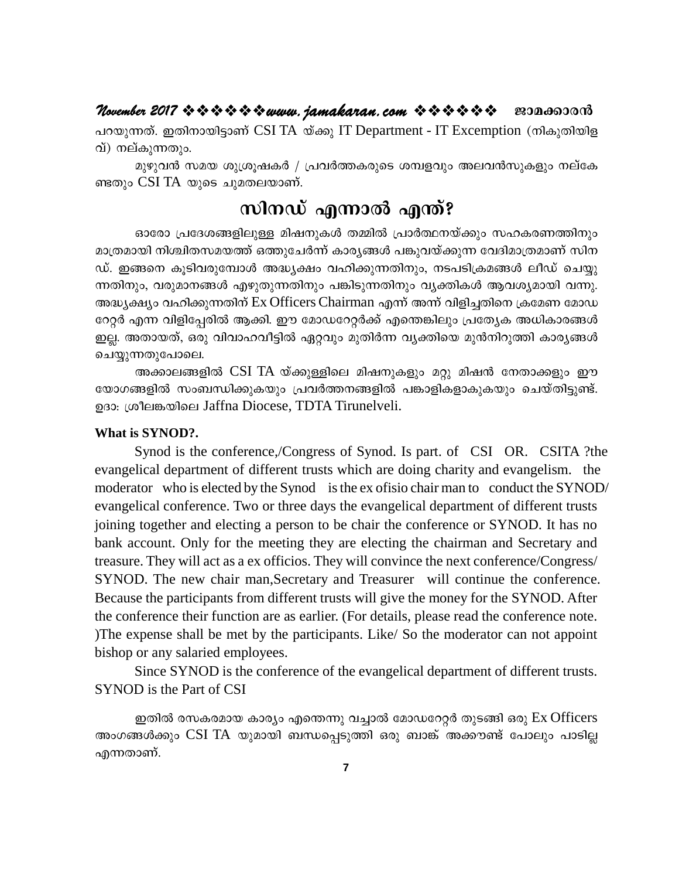പറയുന്നത്. ഇതിനായിട്ടാണ് CSI TA യ്ക്കു IT Department - IT Excemption (നികുതിയിളവ്) നല്കുന്നതും.

മുഴുവൻ സമയ ശുശ്രൂഷകർ / പ്രവർത്തകരുടെ ശമ്പളവും അലവൻസുകളും നല്കേണ്ടതും CSI TA യുടെ ചുമതലയാണ്.

## സിനഡ് എന്നാൽ എന്ത്?

ഓരോ പ്രദേശങ്ങളിലുള്ള മിഷനുകൾ തമ്മിൽ പ്രാർത്ഥനയ്ക്കും സഹകരണത്തിനും മാത്രമായി നിശ്ചിതസമയത്ത് ഒത്തുചേർന്ന് കാര്യങ്ങൾ പങ്കുവയ്ക്കുന്ന വേദിമാത്രമാണ് സിനഡ്. ഇങ്ങനെ കൂടിവരുമ്പോൾ അദ്ധ്യക്ഷം വഹിക്കുന്നതിനും, നടപടിക്രമങ്ങൾ ലീഡ് ചെയ്യുന്നതിനും, വരുമാനങ്ങൾ എഴുതുന്നതിനും പങ്കിടുന്നതിനും വ്യക്തികൾ ആവശ്യമായി വന്നു. അദ്ധ്യക്ഷ്യം വഹിക്കുന്നതിന് Ex Officers Chairman എന്ന് അന്ന് വിളിച്ചതിനെ ക്രമേണ മോഡറേറ്റർ എന്ന വിളിപ്പേരിൽ ആക്കി. ഈ മോഡറേറ്റർക്ക് എന്തെങ്കിലും പ്രത്യേക അധികാരങ്ങൾ ഇല്ല. അതായത്, ഒരു വിവാഹവീട്ടിൽ ഏറ്റവും മുതിർന്ന വ്യക്തിയെ മുൻനിറുത്തി കാര്യങ്ങൾ ചെയ്യുന്നതുപോലെ.

അക്കാലങ്ങളിൽ CSI TA യ്ക്കുള്ളിലെ മിഷനുകളും മറ്റു മിഷൻ നേതാക്കളും ഈ യോഗങ്ങളിൽ സംബന്ധിക്കുകയും പ്രവർത്തനങ്ങളിൽ പങ്കാളികളാകുകയും ചെയ്തിട്ടുണ്ട്. ഉദാ: ശ്രീലങ്കയിലെ Jaffna Diocese, TDTA Tirunelveli.

**What is SYNOD?.**

Synod is the conference,/Congress of Synod. Is part. of CSI OR. CSITA ?the evangelical department of different trusts which are doing charity and evangelism. the moderator who is elected by the Synod is the ex ofisio chair man to conduct the SYNOD/ evangelical conference. Two or three days the evangelical department of different trusts joining together and electing a person to be chair the conference or SYNOD. It has no bank account. Only for the meeting they are electing the chairman and Secretary and treasure. They will act as a ex officios. They will convince the next conference/Congress/ SYNOD. The new chair man,Secretary and Treasurer will continue the conference. Because the participants from different trusts will give the money for the SYNOD. After the conference their function are as earlier. (For details, please read the conference note. )The expense shall be met by the participants. Like/ So the moderator can not appoint bishop or any salaried employees.

Since SYNOD is the conference of the evangelical department of different trusts. SYNOD is the Part of CSI

ഇതിൽ രസകരമായ കാര്യം എന്തെന്നു വച്ചാൽ മോഡറേറ്റർ തുടങ്ങി ഒരു Ex Officers അംഗങ്ങൾക്കും CSI TA യുമായി ബന്ധപ്പെടുത്തി ഒരു ബാങ്ക് അക്കൗണ്ട് പോലും പാടില്ല എന്നതാണ്.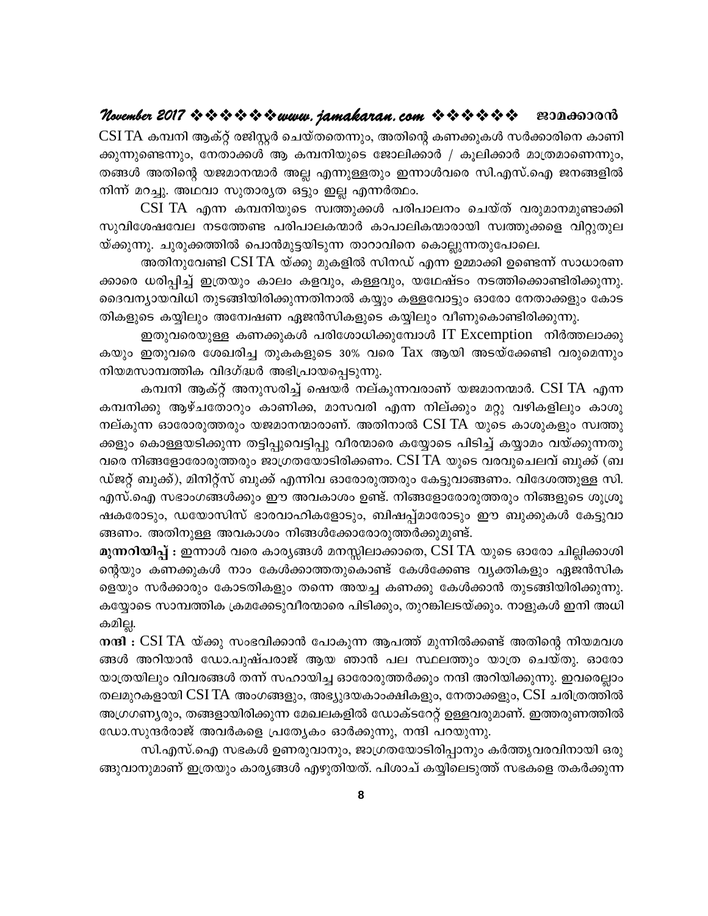CSI TA കമ്പനി ആക്റ്റ് രജിസ്റ്റർ ചെയ്തതെന്നും, അതിന്റെ കണക്കുകൾ സർക്കാരിനെ കാണിക്കുന്നുണ്ടെന്നും, നേതാക്കൾ ആ കമ്പനിയുടെ ജോലിക്കാർ / കൂലിക്കാർ മാത്രമാണെന്നും, തങ്ങൾ അതിന്റെ യജമാനന്മാർ അല്ല എന്നുള്ളതും ഇന്നാൾവരെ സി.എസ്.ഐ ജനങ്ങളിൽ നിന്ന് മറച്ചു. അഥവാ സുതാര്യത ഒട്ടും ഇല്ല എന്നർത്ഥം.

CSI TA എന്ന കമ്പനിയുടെ സ്വത്തുക്കൾ പരിപാലനം ചെയ്ത് വരുമാനമുണ്ടാക്കി സുവിശേഷവേല നടത്തേണ്ട പരിപാലകന്മാർ കാപാലികന്മാരായി സ്വത്തുക്കളെ വിറ്റുതുലയ്ക്കുന്നു. ചുരുക്കത്തിൽ പൊൻമുട്ടയിടുന്ന താറാവിനെ കൊല്ലുന്നതുപോലെ.

അതിനുവേണ്ടി CSI TA യ്ക്കു മുകളിൽ സിനഡ് എന്ന ഉമ്മാക്കി ഉണ്ടെന്ന് സാധാരണക്കാരെ ധരിപ്പിച്ച് ഇത്രയും കാലം കളവും, കള്ളവും, യഥേഷ്ടം നടത്തിക്കൊണ്ടിരിക്കുന്നു. ദൈവന്യായവിധി തുടങ്ങിയിരിക്കുന്നതിനാൽ കയ്യും കള്ളവോട്ടും ഓരോ നേതാക്കളും കോടതികളുടെ കയ്യിലും അന്വേഷണ ഏജൻസികളുടെ കയ്യിലും വീണുകൊണ്ടിരിക്കുന്നു.

ഇതുവരെയുള്ള കണക്കുകൾ പരിശോധിക്കുമ്പോൾ IT Excemption നിർത്തലാക്കുകയും ഇതുവരെ ശേഖരിച്ച തുകകളുടെ 30% വരെ Tax ആയി അടയ്ക്കേണ്ടി വരുമെന്നും നിയമസാമ്പത്തിക വിദഗ്ദ്ധർ അഭിപ്രായപ്പെടുന്നു.

കമ്പനി ആക്റ്റ് അനുസരിച്ച് ഷെയർ നല്കുന്നവരാണ് യജമാനന്മാർ. CSI TA എന്ന കമ്പനിക്കു ആഴ്ചതോറും കാണിക്ക, മാസവരി എന്ന നില്ക്കും മറ്റു വഴികളിലും കാശു നല്കുന്ന ഓരോരുത്തരും യജമാനന്മാരാണ്. അതിനാൽ CSI TA യുടെ കാശുകളും സ്വത്തുക്കളും കൊള്ളയടിക്കുന്ന തട്ടിപ്പുവെട്ടിപ്പു വീരന്മാരെ കയ്യോടെ പിടിച്ച് കയ്യാമം വയ്ക്കുന്നതു വരെ നിങ്ങളോരോരുത്തരും ജാഗ്രതയോടിരിക്കണം. CSI TA യുടെ വരവുചെലവ് ബുക്ക് (ബഡ്ജറ്റ് ബുക്ക്), മിനിറ്റ്സ് ബുക്ക് എന്നിവ ഓരോരുത്തരും കേട്ടുവാങ്ങണം. വിദേശത്തുള്ള സി.എസ്.ഐ സഭാംഗങ്ങൾക്കും ഈ അവകാശം ഉണ്ട്. നിങ്ങളോരോരുത്തരും നിങ്ങളുടെ ശുശ്രൂഷകരോടും, ഡയോസിസ് ഭാരവാഹികളോടും, ബിഷപ്പ്മാരോടും ഈ ബുക്കുകൾ കേട്ടുവാങ്ങണം. അതിനുള്ള അവകാശം നിങ്ങൾക്കോരോരുത്തർക്കുമുണ്ട്.

**മുന്നറിയിപ്പ് :** ഇന്നാൾ വരെ കാര്യങ്ങൾ മനസ്സിലാക്കാതെ, CSI TA യുടെ ഓരോ ചില്ലിക്കാശിന്റെയും കണക്കുകൾ നാം കേൾക്കാത്തതുകൊണ്ട് കേൾക്കേണ്ട വ്യക്തികളും ഏജൻസികളെയും സർക്കാരും കോടതികളും തന്നെ അയച്ച കണക്കു കേൾക്കാൻ തുടങ്ങിയിരിക്കുന്നു. കയ്യോടെ സാമ്പത്തിക ക്രമക്കേടുവീരന്മാരെ പിടിക്കും, തുറങ്കിലടയ്ക്കും. നാളുകൾ ഇനി അധികമില്ല.

**നന്ദി :** CSI TA യ്ക്കു സംഭവിക്കാൻ പോകുന്ന ആപത്ത് മുന്നിൽക്കണ്ട് അതിന്റെ നിയമവശങ്ങൾ അറിയാൻ ഡോ.പുഷ്പരാജ് ആയ ഞാൻ പല സ്ഥലത്തും യാത്ര ചെയ്തു. ഓരോ യാത്രയിലും വിവരങ്ങൾ തന്ന് സഹായിച്ച ഓരോരുത്തർക്കും നന്ദി അറിയിക്കുന്നു. ഇവരെല്ലാം തലമുറകളായി CSI TA അംഗങ്ങളും, അഭ്യുദയകാംക്ഷികളും, നേതാക്കളും, CSI ചരിത്രത്തിൽ അഗ്രഗണ്യരും, തങ്ങളായിരിക്കുന്ന മേഖലകളിൽ ഡോക്ടറേറ്റ് ഉള്ളവരുമാണ്. ഇത്തരുണത്തിൽ ഡോ.സുന്ദർരാജ് അവർകളെ പ്രത്യേകം ഓർക്കുന്നു, നന്ദി പറയുന്നു.

സി.എസ്.ഐ സഭകൾ ഉണരുവാനും, ജാഗ്രതയോടിരിപ്പാനും കർത്തൃവരവിനായി ഒരുങ്ങുവാനുമാണ് ഇത്രയും കാര്യങ്ങൾ എഴുതിയത്. പിശാച് കയ്യിലെടുത്ത് സഭകളെ തകർക്കുന്ന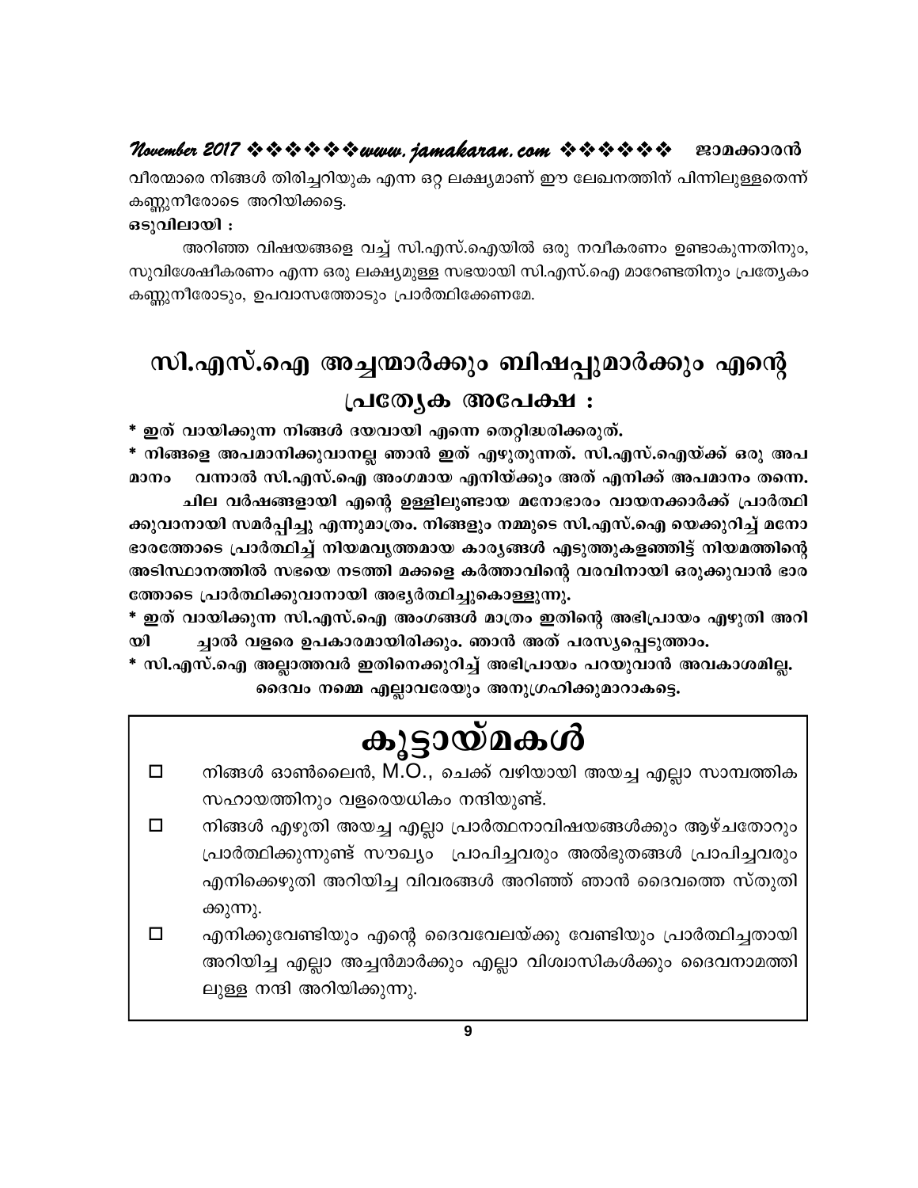വീരന്മാരെ നിങ്ങൾ തിരിച്ചറിയുക എന്ന ഒറ്റ ലക്ഷ്യമാണ് ഈ ലേഖനത്തിന് പിന്നിലുള്ളതെന്ന് കണ്ണുനീരോടെ അറിയിക്കട്ടെ.

**ഒടുവിലായി :**

അറിഞ്ഞ വിഷയങ്ങളെ വച്ച് സി.എസ്.ഐയിൽ ഒരു നവീകരണം ഉണ്ടാകുന്നതിനും, സുവിശേഷീകരണം എന്ന ഒരു ലക്ഷ്യമുള്ള സഭയായി സി.എസ്.ഐ മാറേണ്ടതിനും പ്രത്യേകം കണ്ണുനീരോടും, ഉപവാസത്തോടും പ്രാർത്ഥിക്കേണമേ.

# സി.എസ്.ഐ അച്ചന്മാർക്കും ബിഷപ്പുമാർക്കും എന്റെ പ്രത്യേക അപേക്ഷ :

**\* ഇത് വായിക്കുന്ന നിങ്ങൾ ദയവായി എന്നെ തെറ്റിദ്ധരിക്കരുത്.**

**\* നിങ്ങളെ അപമാനിക്കുവാനല്ല ഞാൻ ഇത് എഴുതുന്നത്. സി.എസ്.ഐയ്ക്ക് ഒരു അപമാനം വന്നാൽ സി.എസ്.ഐ അംഗമായ എനിയ്ക്കും അത് എനിക്ക് അപമാനം തന്നെ.**

**ചില വർഷങ്ങളായി എന്റെ ഉള്ളിലുണ്ടായ മനോഭാരം വായനക്കാർക്ക് പ്രാർത്ഥിക്കുവാനായി സമർപ്പിച്ചു എന്നുമാത്രം. നിങ്ങളും നമ്മുടെ സി.എസ്.ഐ യെക്കുറിച്ച് മനോഭാരത്തോടെ പ്രാർത്ഥിച്ച് നിയമവൃത്തമായ കാര്യങ്ങൾ എടുത്തുകളഞ്ഞിട്ട് നിയമത്തിന്റെ അടിസ്ഥാനത്തിൽ സഭയെ നടത്തി മക്കളെ കർത്താവിന്റെ വരവിനായി ഒരുക്കുവാൻ ഭാരത്തോടെ പ്രാർത്ഥിക്കുവാനായി അഭ്യർത്ഥിച്ചുകൊള്ളുന്നു.**

**\* ഇത് വായിക്കുന്ന സി.എസ്.ഐ അംഗങ്ങൾ മാത്രം ഇതിന്റെ അഭിപ്രായം എഴുതി അറിയിച്ചാൽ വളരെ ഉപകാരമായിരിക്കും. ഞാൻ അത് പരസ്യപ്പെടുത്താം.**

**\* സി.എസ്.ഐ അല്ലാത്തവർ ഇതിനെക്കുറിച്ച് അഭിപ്രായം പറയുവാൻ അവകാശമില്ല.**

**ദൈവം നമ്മെ എല്ലാവരേയും അനുഗ്രഹിക്കുമാറാകട്ടെ.**

# കൂട്ടായ്മകൾ

- നിങ്ങൾ ഓൺലൈൻ, M.O., ചെക്ക് വഴിയായി അയച്ച എല്ലാ സാമ്പത്തിക സഹായത്തിനും വളരെയധികം നന്ദിയുണ്ട്.
- നിങ്ങൾ എഴുതി അയച്ച എല്ലാ പ്രാർത്ഥനാവിഷയങ്ങൾക്കും ആഴ്ചതോറും പ്രാർത്ഥിക്കുന്നുണ്ട് സൗഖ്യം പ്രാപിച്ചവരും അൽഭുതങ്ങൾ പ്രാപിച്ചവരും എനിക്കെഴുതി അറിയിച്ച വിവരങ്ങൾ അറിഞ്ഞ് ഞാൻ ദൈവത്തെ സ്തുതിക്കുന്നു.
- എനിക്കുവേണ്ടിയും എന്റെ ദൈവവേലയ്ക്കു വേണ്ടിയും പ്രാർത്ഥിച്ചതായി അറിയിച്ച എല്ലാ അച്ചൻമാർക്കും എല്ലാ വിശ്വാസികൾക്കും ദൈവനാമത്തിലുള്ള നന്ദി അറിയിക്കുന്നു.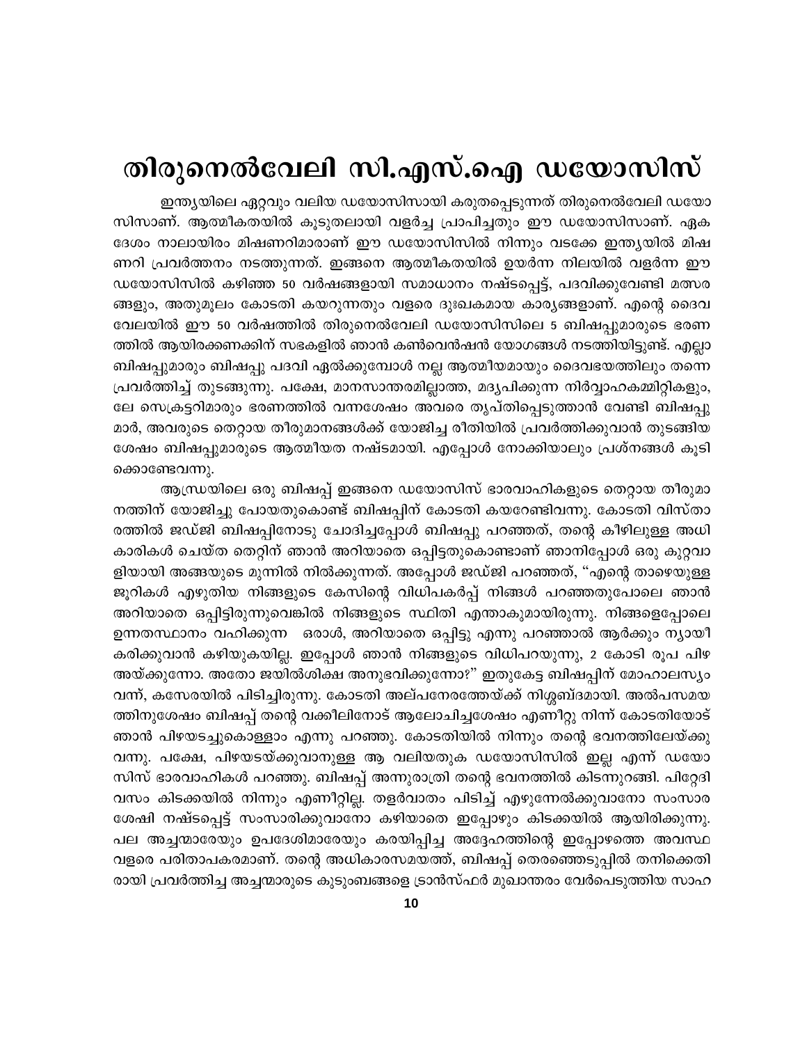# തിരുനെൽവേലി സി.എസ്.ഐ ഡയോസിസ്

ഇന്ത്യയിലെ ഏറ്റവും വലിയ ഡയോസിസായി കരുതപ്പെടുന്നത് തിരുനെൽവേലി ഡയോസിസാണ്. ആത്മീകതയിൽ കൂടുതലായി വളർച്ച പ്രാപിച്ചതും ഈ ഡയോസിസാണ്. ഏകദേശം നാലായിരം മിഷണറിമാരാണ് ഈ ഡയോസിസിൽ നിന്നും വടക്കേ ഇന്ത്യയിൽ മിഷണറി പ്രവർത്തനം നടത്തുന്നത്. ഇങ്ങനെ ആത്മീകതയിൽ ഉയർന്ന നിലയിൽ വളർന്ന ഈ ഡയോസിസിൽ കഴിഞ്ഞ 50 വർഷങ്ങളായി സമാധാനം നഷ്ടപ്പെട്ട്, പദവിക്കുവേണ്ടി മത്സരങ്ങളും, അതുമൂലം കോടതി കയറുന്നതും വളരെ ദുഃഖകമായ കാര്യങ്ങളാണ്. എന്റെ ദൈവവേലയിൽ ഈ 50 വർഷത്തിൽ തിരുനെൽവേലി ഡയോസിസിലെ 5 ബിഷപ്പുമാരുടെ ഭരണത്തിൽ ആയിരക്കണക്കിന് സഭകളിൽ ഞാൻ കൺവെൻഷൻ യോഗങ്ങൾ നടത്തിയിട്ടുണ്ട്. എല്ലാ ബിഷപ്പുമാരും ബിഷപ്പു പദവി ഏൽക്കുമ്പോൾ നല്ല ആത്മീയമായും ദൈവഭയത്തിലും തന്നെ പ്രവർത്തിച്ച് തുടങ്ങുന്നു. പക്ഷേ, മാനസാന്തരമില്ലാത്ത, മദ്യപിക്കുന്ന നിർവ്വാഹകമ്മിറ്റികളും, ലേ സെക്രട്ടറിമാരും ഭരണത്തിൽ വന്നശേഷം അവരെ തൃപ്തിപ്പെടുത്താൻ വേണ്ടി ബിഷപ്പുമാർ, അവരുടെ തെറ്റായ തീരുമാനങ്ങൾക്ക് യോജിച്ച രീതിയിൽ പ്രവർത്തിക്കുവാൻ തുടങ്ങിയ ശേഷം ബിഷപ്പുമാരുടെ ആത്മീയത നഷ്ടമായി. എപ്പോൾ നോക്കിയാലും പ്രശ്നങ്ങൾ കൂടിക്കൊണ്ടേവന്നു.

ആന്ധ്രയിലെ ഒരു ബിഷപ്പ് ഇങ്ങനെ ഡയോസിസ് ഭാരവാഹികളുടെ തെറ്റായ തീരുമാനത്തിന് യോജിച്ചു പോയതുകൊണ്ട് ബിഷപ്പിന് കോടതി കയറേണ്ടിവന്നു. കോടതി വിസ്താരത്തിൽ ജഡ്ജി ബിഷപ്പിനോടു ചോദിച്ചപ്പോൾ ബിഷപ്പു പറഞ്ഞത്, തന്റെ കീഴിലുള്ള അധികാരികൾ ചെയ്ത തെറ്റിന് ഞാൻ അറിയാതെ ഒപ്പിട്ടതുകൊണ്ടാണ് ഞാനിപ്പോൾ ഒരു കുറ്റവാളിയായി അങ്ങയുടെ മുന്നിൽ നിൽക്കുന്നത്. അപ്പോൾ ജഡ്ജി പറഞ്ഞത്, "എന്റെ താഴെയുള്ള ജൂറികൾ എഴുതിയ നിങ്ങളുടെ കേസിന്റെ വിധിപകർപ്പ് നിങ്ങൾ പറഞ്ഞതുപോലെ ഞാൻ അറിയാതെ ഒപ്പിട്ടിരുന്നുവെങ്കിൽ നിങ്ങളുടെ സ്ഥിതി എന്താകുമായിരുന്നു. നിങ്ങളെപ്പോലെ ഉന്നതസ്ഥാനം വഹിക്കുന്ന ഒരാൾ, അറിയാതെ ഒപ്പിട്ടു എന്നു പറഞ്ഞാൽ ആർക്കും ന്യായീകരിക്കുവാൻ കഴിയുകയില്ല. ഇപ്പോൾ ഞാൻ നിങ്ങളുടെ വിധിപറയുന്നു, 2 കോടി രൂപ പിഴ അയ്ക്കുന്നോ. അതോ ജയിൽശിക്ഷ അനുഭവിക്കുന്നോ?" ഇതുകേട്ട ബിഷപ്പിന് മോഹാലസ്യം വന്ന്, കസേരയിൽ പിടിച്ചിരുന്നു. കോടതി അല്പനേരത്തേയ്ക്ക് നിശ്ശബ്ദമായി. അൽപസമയത്തിനുശേഷം ബിഷപ്പ് തന്റെ വക്കീലിനോട് ആലോചിച്ചശേഷം എണീറ്റു നിന്ന് കോടതിയോട് ഞാൻ പിഴയടച്ചുകൊള്ളാം എന്നു പറഞ്ഞു. കോടതിയിൽ നിന്നും തന്റെ ഭവനത്തിലേയ്ക്കു വന്നു. പക്ഷേ, പിഴയടയ്ക്കുവാനുള്ള ആ വലിയതുക ഡയോസിസിൽ ഇല്ല എന്ന് ഡയോസിസ് ഭാരവാഹികൾ പറഞ്ഞു. ബിഷപ്പ് അന്നുരാത്രി തന്റെ ഭവനത്തിൽ കിടന്നുറങ്ങി. പിറ്റേദിവസം കിടക്കയിൽ നിന്നും എണീറ്റില്ല. തളർവാതം പിടിച്ച് എഴുന്നേൽക്കുവാനോ സംസാരശേഷി നഷ്ടപ്പെട്ട് സംസാരിക്കുവാനോ കഴിയാതെ ഇപ്പോഴും കിടക്കയിൽ ആയിരിക്കുന്നു. പല അച്ചന്മാരേയും ഉപദേശിമാരേയും കരയിപ്പിച്ച അദ്ദേഹത്തിന്റെ ഇപ്പോഴത്തെ അവസ്ഥ വളരെ പരിതാപകരമാണ്. തന്റെ അധികാരസമയത്ത്, ബിഷപ്പ് തെരഞ്ഞെടുപ്പിൽ തനിക്കെതിരായി പ്രവർത്തിച്ച അച്ചന്മാരുടെ കുടുംബങ്ങളെ ട്രാൻസ്ഫർ മുഖാന്തരം വേർപെടുത്തിയ സാഹ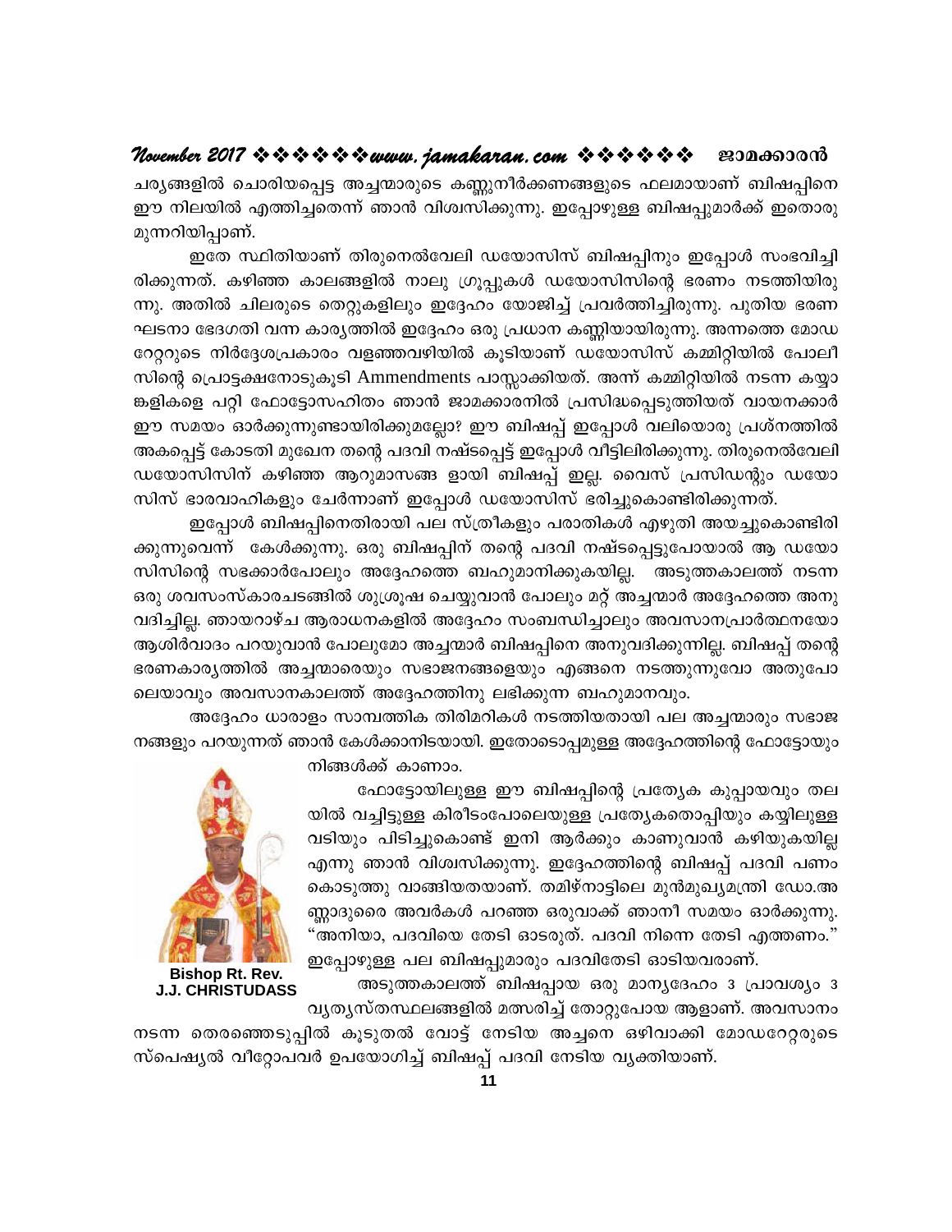ചര്യങ്ങളിൽ ചൊരിയപ്പെട്ട അച്ചന്മാരുടെ കണ്ണുനീർക്കണങ്ങളുടെ ഫലമായാണ് ബിഷപ്പിനെ ഈ നിലയിൽ എത്തിച്ചതെന്ന് ഞാൻ വിശ്വസിക്കുന്നു. ഇപ്പോഴുള്ള ബിഷപ്പുമാർക്ക് ഇതൊരു മുന്നറിയിപ്പാണ്.

ഇതേ സ്ഥിതിയാണ് തിരുനെൽവേലി ഡയോസിസ് ബിഷപ്പിനും ഇപ്പോൾ സംഭവിച്ചിരിക്കുന്നത്. കഴിഞ്ഞ കാലങ്ങളിൽ നാലു ഗ്രൂപ്പുകൾ ഡയോസിസിന്റെ ഭരണം നടത്തിയിരുന്നു. അതിൽ ചിലരുടെ തെറ്റുകളിലും ഇദ്ദേഹം യോജിച്ച് പ്രവർത്തിച്ചിരുന്നു. പുതിയ ഭരണഘടനാ ഭേദഗതി വന്ന കാര്യത്തിൽ ഇദ്ദേഹം ഒരു പ്രധാന കണ്ണിയായിരുന്നു. അന്നത്തെ മോഡറേറ്ററുടെ നിർദ്ദേശപ്രകാരം വളഞ്ഞവഴിയിൽ കൂടിയാണ് ഡയോസിസ് കമ്മിറ്റിയിൽ പോലീസിന്റെ പ്രൊട്ടക്ഷനോടുകൂടി Ammendments പാസ്സാക്കിയത്. അന്ന് കമ്മിറ്റിയിൽ നടന്ന കയ്യാങ്കളികളെ പറ്റി ഫോട്ടോസഹിതം ഞാൻ ജാമക്കാരനിൽ പ്രസിദ്ധപ്പെടുത്തിയത് വായനക്കാർ ഈ സമയം ഓർക്കുന്നുണ്ടായിരിക്കുമല്ലോ? ഈ ബിഷപ്പ് ഇപ്പോൾ വലിയൊരു പ്രശ്നത്തിൽ അകപ്പെട്ട് കോടതി മുഖേന തന്റെ പദവി നഷ്ടപ്പെട്ട് ഇപ്പോൾ വീട്ടിലിരിക്കുന്നു. തിരുനെൽവേലി ഡയോസിസിന് കഴിഞ്ഞ ആറുമാസങ്ങ ളായി ബിഷപ്പ് ഇല്ല. വൈസ് പ്രസിഡന്റും ഡയോസിസ് ഭാരവാഹികളും ചേർന്നാണ് ഇപ്പോൾ ഡയോസിസ് ഭരിച്ചുകൊണ്ടിരിക്കുന്നത്.

ഇപ്പോൾ ബിഷപ്പിനെതിരായി പല സ്ത്രീകളും പരാതികൾ എഴുതി അയച്ചുകൊണ്ടിരിക്കുന്നുവെന്ന് കേൾക്കുന്നു. ഒരു ബിഷപ്പിന് തന്റെ പദവി നഷ്ടപ്പെട്ടുപോയാൽ ആ ഡയോസിസിന്റെ സഭക്കാർപോലും അദ്ദേഹത്തെ ബഹുമാനിക്കുകയില്ല. അടുത്തകാലത്ത് നടന്ന ഒരു ശവസംസ്കാരചടങ്ങിൽ ശുശ്രൂഷ ചെയ്യുവാൻ പോലും മറ്റ് അച്ചന്മാർ അദ്ദേഹത്തെ അനുവദിച്ചില്ല. ഞായറാഴ്ച ആരാധനകളിൽ അദ്ദേഹം സംബന്ധിച്ചാലും അവസാനപ്രാർത്ഥനയോ ആശിർവാദം പറയുവാൻ പോലുമോ അച്ചന്മാർ ബിഷപ്പിനെ അനുവദിക്കുന്നില്ല. ബിഷപ്പ് തന്റെ ഭരണകാര്യത്തിൽ അച്ചന്മാരെയും സഭാജനങ്ങളെയും എങ്ങനെ നടത്തുന്നുവോ അതുപോലെയാവും അവസാനകാലത്ത് അദ്ദേഹത്തിനു ലഭിക്കുന്ന ബഹുമാനവും.

അദ്ദേഹം ധാരാളം സാമ്പത്തിക തിരിമറികൾ നടത്തിയതായി പല അച്ചന്മാരും സഭാജനങ്ങളും പറയുന്നത് ഞാൻ കേൾക്കാനിടയായി. ഇതോടൊപ്പമുള്ള അദ്ദേഹത്തിന്റെ ഫോട്ടോയും നിങ്ങൾക്ക് കാണാം.

**Bishop Rt. Rev. J.J. CHRISTUDASS**

ഫോട്ടോയിലുള്ള ഈ ബിഷപ്പിന്റെ പ്രത്യേക കുപ്പായവും തലയിൽ വച്ചിട്ടുള്ള കിരീടംപോലെയുള്ള പ്രത്യേകതൊപ്പിയും കയ്യിലുള്ള വടിയും പിടിച്ചുകൊണ്ട് ഇനി ആർക്കും കാണുവാൻ കഴിയുകയില്ല എന്നു ഞാൻ വിശ്വസിക്കുന്നു. ഇദ്ദേഹത്തിന്റെ ബിഷപ്പ് പദവി പണം കൊടുത്തു വാങ്ങിയതയാണ്. തമിഴ്നാട്ടിലെ മുൻമുഖ്യമന്ത്രി ഡോ.അണ്ണാദുരൈ അവർകൾ പറഞ്ഞ ഒരുവാക്ക് ഞാനീ സമയം ഓർക്കുന്നു. "അനിയാ, പദവിയെ തേടി ഓടരുത്. പദവി നിന്നെ തേടി എത്തണം." ഇപ്പോഴുള്ള പല ബിഷപ്പുമാരും പദവിതേടി ഓടിയവരാണ്.

അടുത്തകാലത്ത് ബിഷപ്പായ ഒരു മാന്യദേഹം 3 പ്രാവശ്യം 3 വ്യത്യസ്തസ്ഥലങ്ങളിൽ മത്സരിച്ച് തോറ്റുപോയ ആളാണ്. അവസാനം നടന്ന തെരഞ്ഞെടുപ്പിൽ കൂടുതൽ വോട്ട് നേടിയ അച്ചനെ ഒഴിവാക്കി മോഡറേറ്ററുടെ സ്പെഷ്യൽ വീറ്റോപവർ ഉപയോഗിച്ച് ബിഷപ്പ് പദവി നേടിയ വ്യക്തിയാണ്.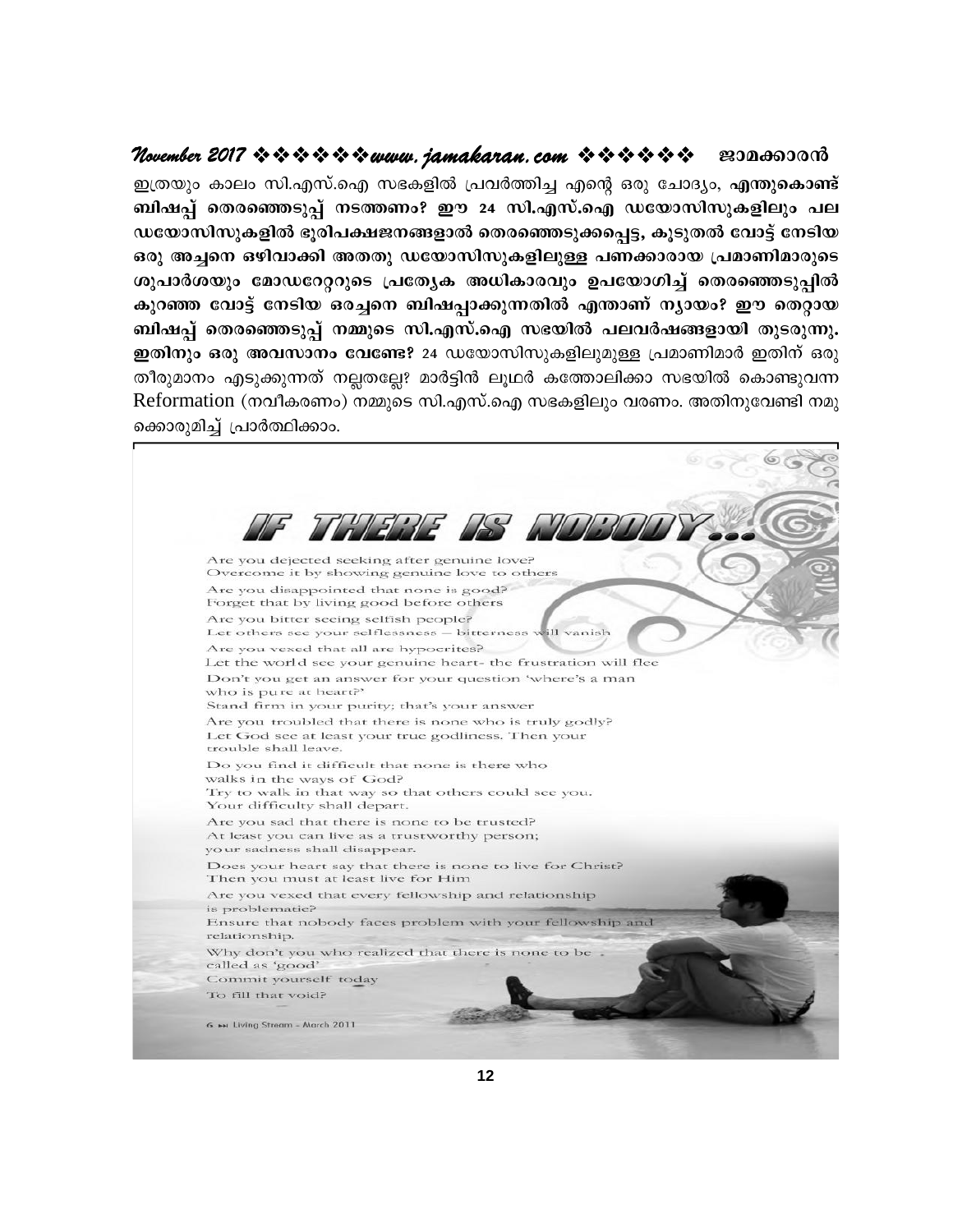ഇത്രയും കാലം സി.എസ്.ഐ സഭകളിൽ പ്രവർത്തിച്ച എന്റെ ഒരു ചോദ്യം, **എന്തുകൊണ്ട് ബിഷപ്പ് തെരഞ്ഞെടുപ്പ് നടത്തണം? ഈ 24 സി.എസ്.ഐ ഡയോസിസുകളിലും പല ഡയോസിസുകളിൽ ഭൂരിപക്ഷജനങ്ങളാൽ തെരഞ്ഞെടുക്കപ്പെട്ട, കൂടുതൽ വോട്ട് നേടിയ ഒരു അച്ചനെ ഒഴിവാക്കി അതതു ഡയോസിസുകളിലുള്ള പണക്കാരായ പ്രമാണിമാരുടെ ശുപാർശയും മോഡറേറ്ററുടെ പ്രത്യേക അധികാരവും ഉപയോഗിച്ച് തെരഞ്ഞെടുപ്പിൽ കുറഞ്ഞ വോട്ട് നേടിയ ഒരച്ചനെ ബിഷപ്പാക്കുന്നതിൽ എന്താണ് ന്യായം? ഈ തെറ്റായ ബിഷപ്പ് തെരഞ്ഞെടുപ്പ് നമ്മുടെ സി.എസ്.ഐ സഭയിൽ പലവർഷങ്ങളായി തുടരുന്നു. ഇതിനും ഒരു അവസാനം വേണ്ടേ?** 24 ഡയോസിസുകളിലുമുള്ള പ്രമാണിമാർ ഇതിന് ഒരു തീരുമാനം എടുക്കുന്നത് നല്ലതല്ലേ? മാർട്ടിൻ ലൂഥർ കത്തോലിക്കാ സഭയിൽ കൊണ്ടുവന്ന Reformation (നവീകരണം) നമ്മുടെ സി.എസ്.ഐ സഭകളിലും വരണം. അതിനുവേണ്ടി നമുക്കൊരുമിച്ച് പ്രാർത്ഥിക്കാം.

# IF THERE IS NOBODY...

Are you dejected seeking after genuine love?
Overcome it by showing genuine love to others

Are you disappointed that none is good?
Forget that by living good before others

Are you bitter seeing selfish people?
Let others see your selflessness – bitterness will vanish

Are you vexed that all are hypocrites?
Let the world see your genuine heart- the frustration will flee

Don't you get an answer for your question 'where's a man who is pure at heart?'
Stand firm in your purity; that's your answer

Are you troubled that there is none who is truly godly?
Let God see at least your true godliness. Then your trouble shall leave.

Do you find it difficult that none is there who walks in the ways of God?
Try to walk in that way so that others could see you.
Your difficulty shall depart.

Are you sad that there is none to be trusted?
At least you can live as a trustworthy person;
your sadness shall disappear.

Does your heart say that there is none to live for Christ?
Then you must at least live for Him

Are you vexed that every fellowship and relationship is problematic?
Ensure that nobody faces problem with your fellowship and relationship.

Why don't you who realized that there is none to be called as 'good'
Commit yourself today
To fill that void?

6 Living Stream - March 2011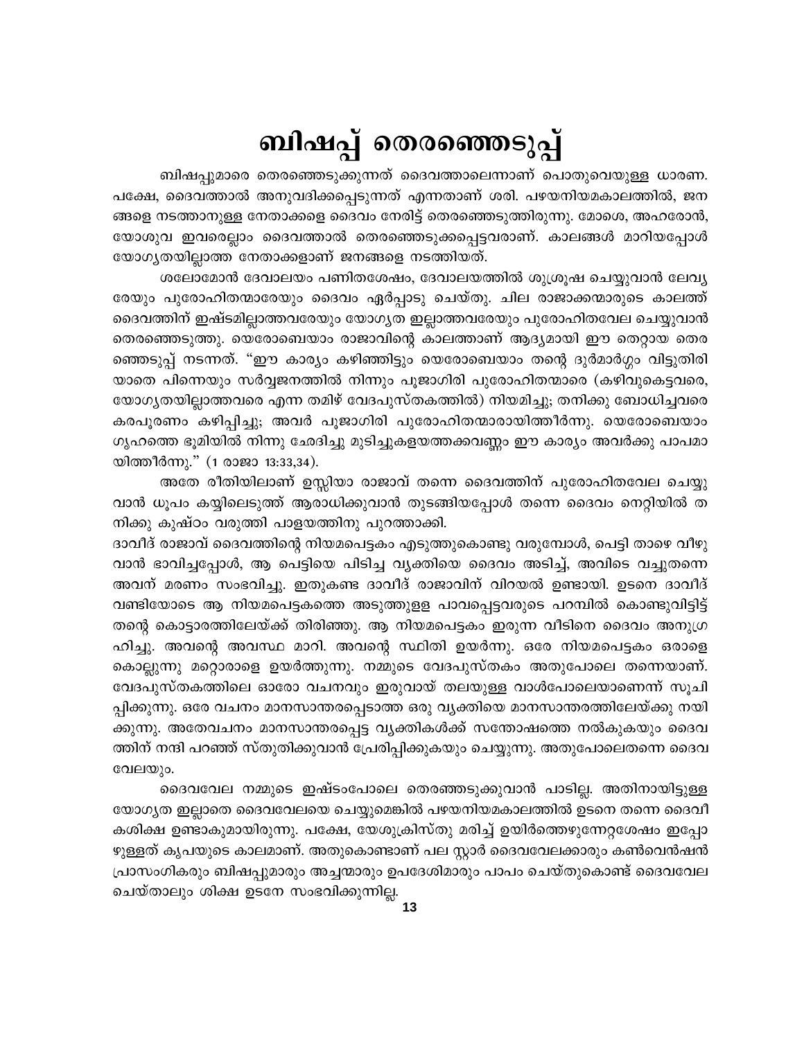# ബിഷപ്പ് തെരഞ്ഞെടുപ്പ്

ബിഷപ്പുമാരെ തെരഞ്ഞെടുക്കുന്നത് ദൈവത്താലെന്നാണ് പൊതുവെയുള്ള ധാരണ. പക്ഷേ, ദൈവത്താൽ അനുവദിക്കപ്പെടുന്നത് എന്നതാണ് ശരി. പഴയനിയമകാലത്തിൽ, ജന ങ്ങളെ നടത്താനുള്ള നേതാക്കളെ ദൈവം നേരിട്ട് തെരഞ്ഞെടുത്തിരുന്നു. മോശെ, അഹരോൻ, യോശുവ ഇവരെല്ലാം ദൈവത്താൽ തെരഞ്ഞെടുക്കപ്പെട്ടവരാണ്. കാലങ്ങൾ മാറിയപ്പോൾ യോഗ്യതയില്ലാത്ത നേതാക്കളാണ് ജനങ്ങളെ നടത്തിയത്.

ശലോമോൻ ദേവാലയം പണിതശേഷം, ദേവാലയത്തിൽ ശുശ്രൂഷ ചെയ്യുവാൻ ലേവ്യ രേയും പുരോഹിതന്മാരേയും ദൈവം ഏർപ്പാടു ചെയ്തു. ചില രാജാക്കന്മാരുടെ കാലത്ത് ദൈവത്തിന് ഇഷ്ടമില്ലാത്തവരേയും യോഗ്യത ഇല്ലാത്തവരേയും പുരോഹിതവേല ചെയ്യുവാൻ തെരഞ്ഞെടുത്തു. യെരോബെയാം രാജാവിന്റെ കാലത്താണ് ആദ്യമായി ഈ തെറ്റായ തെര ഞ്ഞെടുപ്പ് നടന്നത്. "ഈ കാര്യം കഴിഞ്ഞിട്ടും യെരോബെയാം തന്റെ ദുർമാർഗ്ഗം വിട്ടുതിരി യാതെ പിന്നെയും സർവ്വജനത്തിൽ നിന്നും പൂജാഗിരി പുരോഹിതന്മാരെ (കഴിവുകെട്ടവരെ, യോഗ്യതയില്ലാത്തവരെ എന്ന തമിഴ് വേദപുസ്തകത്തിൽ) നിയമിച്ചു; തനിക്കു ബോധിച്ചവരെ കരപൂരണം കഴിപ്പിച്ചു; അവർ പൂജാഗിരി പുരോഹിതന്മാരായിത്തീർന്നു. യെരോബെയാം ഗൃഹത്തെ ഭൂമിയിൽ നിന്നു ഛേദിച്ചു മുടിച്ചുകളയത്തക്കവണ്ണം ഈ കാര്യം അവർക്കു പാപമാ യിത്തീർന്നു." (1 രാജാ 13:33,34).

അതേ രീതിയിലാണ് ഉസ്സിയാ രാജാവ് തന്നെ ദൈവത്തിന് പുരോഹിതവേല ചെയ്യു വാൻ ധൂപം കയ്യിലെടുത്ത് ആരാധിക്കുവാൻ തുടങ്ങിയപ്പോൾ തന്നെ ദൈവം നെറ്റിയിൽ ത നിക്കു കുഷ്ഠം വരുത്തി പാളയത്തിനു പുറത്താക്കി.

ദാവീദ് രാജാവ് ദൈവത്തിന്റെ നിയമപെട്ടകം എടുത്തുകൊണ്ടു വരുമ്പോൾ, പെട്ടി താഴെ വീഴു വാൻ ഭാവിച്ചപ്പോൾ, ആ പെട്ടിയെ പിടിച്ച വ്യക്തിയെ ദൈവം അടിച്ച്, അവിടെ വച്ചുതന്നെ അവന് മരണം സംഭവിച്ചു. ഇതുകണ്ട ദാവീദ് രാജാവിന് വിറയൽ ഉണ്ടായി. ഉടനെ ദാവീദ് വണ്ടിയോടെ ആ നിയമപെട്ടകത്തെ അടുത്തുള്ള പാവപ്പെട്ടവരുടെ പറമ്പിൽ കൊണ്ടുവിട്ടിട്ട് തന്റെ കൊട്ടാരത്തിലേയ്ക്ക് തിരിഞ്ഞു. ആ നിയമപെട്ടകം ഇരുന്ന വീടിനെ ദൈവം അനുഗ്ര ഹിച്ചു. അവന്റെ അവസ്ഥ മാറി. അവന്റെ സ്ഥിതി ഉയർന്നു. ഒരേ നിയമപെട്ടകം ഒരാളെ കൊല്ലുന്നു മറ്റൊരാളെ ഉയർത്തുന്നു. നമ്മുടെ വേദപുസ്തകം അതുപോലെ തന്നെയാണ്. വേദപുസ്തകത്തിലെ ഓരോ വചനവും ഇരുവായ് തലയുള്ള വാൾപോലെയാണെന്ന് സൂചി പ്പിക്കുന്നു. ഒരേ വചനം മാനസാന്തരപ്പെടാത്ത ഒരു വ്യക്തിയെ മാനസാന്തരത്തിലേയ്ക്കു നയി ക്കുന്നു. അതേവചനം മാനസാന്തരപ്പെട്ട വ്യക്തികൾക്ക് സന്തോഷത്തെ നൽകുകയും ദൈവ ത്തിന് നന്ദി പറഞ്ഞ് സ്തുതിക്കുവാൻ പ്രേരിപ്പിക്കുകയും ചെയ്യുന്നു. അതുപോലെതന്നെ ദൈവ വേലയും.

ദൈവവേല നമ്മുടെ ഇഷ്ടംപോലെ തെരഞ്ഞെടുക്കുവാൻ പാടില്ല. അതിനായിട്ടുള്ള യോഗ്യത ഇല്ലാതെ ദൈവവേലയെ ചെയ്യുമെങ്കിൽ പഴയനിയമകാലത്തിൽ ഉടനെ തന്നെ ദൈവീ കശിക്ഷ ഉണ്ടാകുമായിരുന്നു. പക്ഷേ, യേശുക്രിസ്തു മരിച്ച് ഉയിർത്തെഴുന്നേറ്റശേഷം ഇപ്പോ ഴുള്ളത് കൃപയുടെ കാലമാണ്. അതുകൊണ്ടാണ് പല സ്റ്റാർ ദൈവവേലക്കാരും കൺവെൻഷൻ പ്രാസംഗികരും ബിഷപ്പുമാരും അച്ചന്മാരും ഉപദേശിമാരും പാപം ചെയ്തുകൊണ്ട് ദൈവവേല ചെയ്താലും ശിക്ഷ ഉടനേ സംഭവിക്കുന്നില്ല.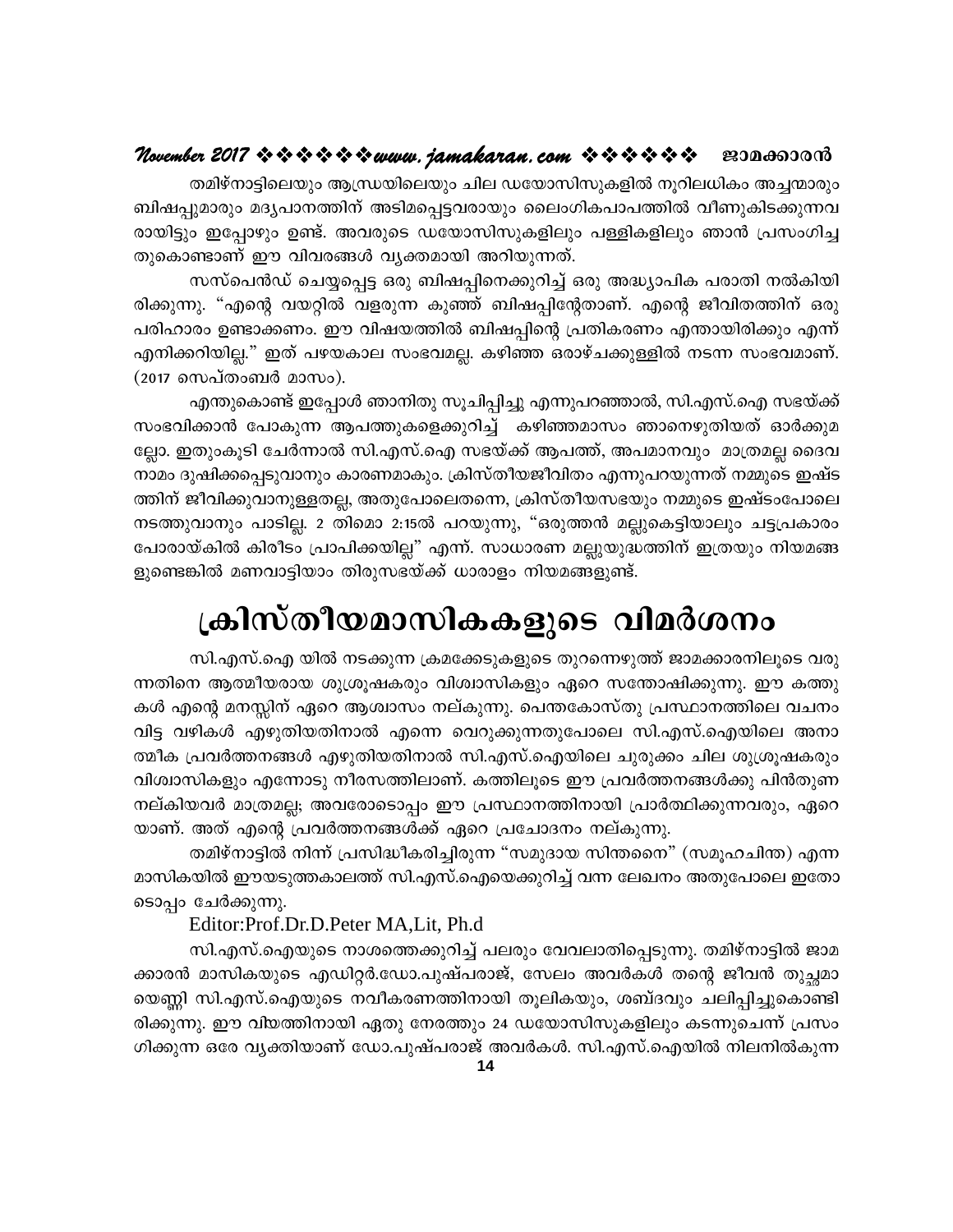തമിഴ്നാട്ടിലെയും ആന്ധ്രയിലെയും ചില ഡയോസിസുകളിൽ നൂറിലധികം അച്ചന്മാരും ബിഷപ്പുമാരും മദ്യപാനത്തിന് അടിമപ്പെട്ടവരായും ലൈംഗികപാപത്തിൽ വീണുകിടക്കുന്നവരായിട്ടും ഇപ്പോഴും ഉണ്ട്. അവരുടെ ഡയോസിസുകളിലും പള്ളികളിലും ഞാൻ പ്രസംഗിച്ചതുകൊണ്ടാണ് ഈ വിവരങ്ങൾ വ്യക്തമായി അറിയുന്നത്.

സസ്പെൻഡ് ചെയ്യപ്പെട്ട ഒരു ബിഷപ്പിനെക്കുറിച്ച് ഒരു അദ്ധ്യാപിക പരാതി നൽകിയിരിക്കുന്നു. "എന്റെ വയറ്റിൽ വളരുന്ന കുഞ്ഞ് ബിഷപ്പിന്റേതാണ്. എന്റെ ജീവിതത്തിന് ഒരു പരിഹാരം ഉണ്ടാക്കണം. ഈ വിഷയത്തിൽ ബിഷപ്പിന്റെ പ്രതികരണം എന്തായിരിക്കും എന്ന് എനിക്കറിയില്ല." ഇത് പഴയകാല സംഭവമല്ല. കഴിഞ്ഞ ഒരാഴ്ചക്കുള്ളിൽ നടന്ന സംഭവമാണ്. (2017 സെപ്തംബർ മാസം).

എന്തുകൊണ്ട് ഇപ്പോൾ ഞാനിതു സൂചിപ്പിച്ചു എന്നുപറഞ്ഞാൽ, സി.എസ്.ഐ സഭയ്ക്ക് സംഭവിക്കാൻ പോകുന്ന ആപത്തുകളെക്കുറിച്ച് കഴിഞ്ഞമാസം ഞാനെഴുതിയത് ഓർക്കുമല്ലോ. ഇതുംകൂടി ചേർന്നാൽ സി.എസ്.ഐ സഭയ്ക്ക് ആപത്ത്, അപമാനവും മാത്രമല്ല ദൈവനാമം ദുഷിക്കപ്പെടുവാനും കാരണമാകും. ക്രിസ്തീയജീവിതം എന്നുപറയുന്നത് നമ്മുടെ ഇഷ്ടത്തിന് ജീവിക്കുവാനുള്ളതല്ല, അതുപോലെതന്നെ, ക്രിസ്തീയസഭയും നമ്മുടെ ഇഷ്ടംപോലെ നടത്തുവാനും പാടില്ല. 2 തിമൊ 2:15ൽ പറയുന്നു, "ഒരുത്തൻ മല്ലുകെട്ടിയാലും ചട്ടപ്രകാരം പോരായ്കിൽ കിരീടം പ്രാപിക്കയില്ല" എന്ന്. സാധാരണ മല്ലുയുദ്ധത്തിന് ഇത്രയും നിയമങ്ങളുണ്ടെങ്കിൽ മണവാട്ടിയാം തിരുസഭയ്ക്ക് ധാരാളം നിയമങ്ങളുണ്ട്.

# ക്രിസ്തീയമാസികകളുടെ വിമർശനം

സി.എസ്.ഐ യിൽ നടക്കുന്ന ക്രമക്കേടുകളുടെ തുറന്നെഴുത്ത് ജാമക്കാരനിലൂടെ വരുന്നതിനെ ആത്മീയരായ ശുശ്രൂഷകരും വിശ്വാസികളും ഏറെ സന്തോഷിക്കുന്നു. ഈ കത്തുകൾ എന്റെ മനസ്സിന് ഏറെ ആശ്വാസം നല്കുന്നു. പെന്തകോസ്തു പ്രസ്ഥാനത്തിലെ വചനം വിട്ട വഴികൾ എഴുതിയതിനാൽ എന്നെ വെറുക്കുന്നതുപോലെ സി.എസ്.ഐയിലെ അനാത്മീക പ്രവർത്തനങ്ങൾ എഴുതിയതിനാൽ സി.എസ്.ഐയിലെ ചുരുക്കം ചില ശുശ്രൂഷകരും വിശ്വാസികളും എന്നോടു നീരസത്തിലാണ്. കത്തിലൂടെ ഈ പ്രവർത്തനങ്ങൾക്കു പിൻതുണ നല്കിയവർ മാത്രമല്ല; അവരോടൊപ്പം ഈ പ്രസ്ഥാനത്തിനായി പ്രാർത്ഥിക്കുന്നവരും, ഏറെയാണ്. അത് എന്റെ പ്രവർത്തനങ്ങൾക്ക് ഏറെ പ്രചോദനം നല്കുന്നു.

തമിഴ്നാട്ടിൽ നിന്ന് പ്രസിദ്ധീകരിച്ചിരുന്ന "സമുദായ സിന്തനൈ" (സമൂഹചിന്ത) എന്ന മാസികയിൽ ഈയടുത്തകാലത്ത് സി.എസ്.ഐയെക്കുറിച്ച് വന്ന ലേഖനം അതുപോലെ ഇതോടൊപ്പം ചേർക്കുന്നു.

Editor:Prof.Dr.D.Peter MA,Lit, Ph.d

സി.എസ്.ഐയുടെ നാശത്തെക്കുറിച്ച് പലരും വേവലാതിപ്പെടുന്നു. തമിഴ്നാട്ടിൽ ജാമക്കാരൻ മാസികയുടെ എഡിറ്റർ.ഡോ.പുഷ്പരാജ്, സേലം അവർകൾ തന്റെ ജീവൻ തുച്ഛമായെണ്ണി സി.എസ്.ഐയുടെ നവീകരണത്തിനായി തൂലികയും, ശബ്ദവും ചലിപ്പിച്ചുകൊണ്ടിരിക്കുന്നു. ഈ വിഷയത്തിനായി ഏതു നേരത്തും 24 ഡയോസിസുകളിലും കടന്നുചെന്ന് പ്രസംഗിക്കുന്ന ഒരേ വ്യക്തിയാണ് ഡോ.പുഷ്പരാജ് അവർകൾ. സി.എസ്.ഐയിൽ നിലനിൽക്കുന്ന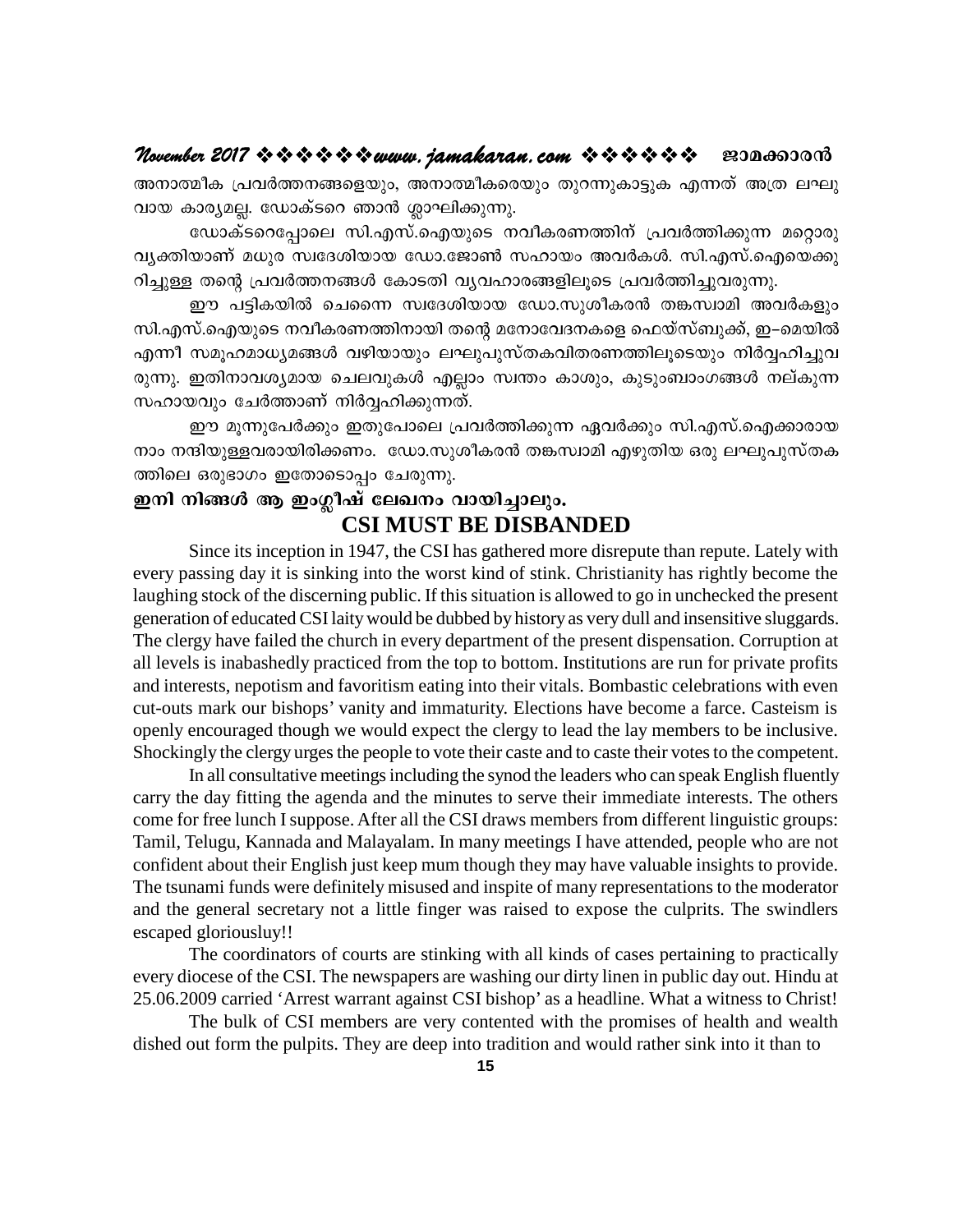അനാത്മീക പ്രവർത്തനങ്ങളെയും, അനാത്മീകരെയും തുറന്നുകാട്ടുക എന്നത് അത്ര ലഘു വായ കാര്യമല്ല. ഡോക്ടറെ ഞാൻ ശ്ലാഘിക്കുന്നു.

ഡോക്ടറെപ്പോലെ സി.എസ്.ഐയുടെ നവീകരണത്തിന് പ്രവർത്തിക്കുന്ന മറ്റൊരു വ്യക്തിയാണ് മധുര സ്വദേശിയായ ഡോ.ജോൺ സഹായം അവർകൾ. സി.എസ്.ഐയെക്കുറിച്ചുള്ള തന്റെ പ്രവർത്തനങ്ങൾ കോടതി വ്യവഹാരങ്ങളിലൂടെ പ്രവർത്തിച്ചുവരുന്നു.

ഈ പട്ടികയിൽ ചെന്നൈ സ്വദേശിയായ ഡോ.സുശീകരൻ തങ്കസ്വാമി അവർകളും സി.എസ്.ഐയുടെ നവീകരണത്തിനായി തന്റെ മനോവേദനകളെ ഫെയ്സ്ബുക്ക്, ഇ–മെയിൽ എന്നീ സമൂഹമാധ്യമങ്ങൾ വഴിയായും ലഘുപുസ്തകവിതരണത്തിലൂടെയും നിർവ്വഹിച്ചുവരുന്നു. ഇതിനാവശ്യമായ ചെലവുകൾ എല്ലാം സ്വന്തം കാശും, കുടുംബാംഗങ്ങൾ നല്കുന്ന സഹായവും ചേർത്താണ് നിർവ്വഹിക്കുന്നത്.

ഈ മൂന്നുപേർക്കും ഇതുപോലെ പ്രവർത്തിക്കുന്ന ഏവർക്കും സി.എസ്.ഐക്കാരായ നാം നന്ദിയുള്ളവരായിരിക്കണം. ഡോ.സുശീകരൻ തങ്കസ്വാമി എഴുതിയ ഒരു ലഘുപുസ്തകത്തിലെ ഒരുഭാഗം ഇതോടൊപ്പം ചേരുന്നു.

**ഇനി നിങ്ങൾ ആ ഇംഗ്ലീഷ് ലേഖനം വായിച്ചാലും.**

## CSI MUST BE DISBANDED

Since its inception in 1947, the CSI has gathered more disrepute than repute. Lately with every passing day it is sinking into the worst kind of stink. Christianity has rightly become the laughing stock of the discerning public. If this situation is allowed to go in unchecked the present generation of educated CSI laity would be dubbed by history as very dull and insensitive sluggards. The clergy have failed the church in every department of the present dispensation. Corruption at all levels is inabashedly practiced from the top to bottom. Institutions are run for private profits and interests, nepotism and favoritism eating into their vitals. Bombastic celebrations with even cut-outs mark our bishops' vanity and immaturity. Elections have become a farce. Casteism is openly encouraged though we would expect the clergy to lead the lay members to be inclusive. Shockingly the clergy urges the people to vote their caste and to caste their votes to the competent.

In all consultative meetings including the synod the leaders who can speak English fluently carry the day fitting the agenda and the minutes to serve their immediate interests. The others come for free lunch I suppose. After all the CSI draws members from different linguistic groups: Tamil, Telugu, Kannada and Malayalam. In many meetings I have attended, people who are not confident about their English just keep mum though they may have valuable insights to provide. The tsunami funds were definitely misused and inspite of many representations to the moderator and the general secretary not a little finger was raised to expose the culprits. The swindlers escaped gloriousluy!!

The coordinators of courts are stinking with all kinds of cases pertaining to practically every diocese of the CSI. The newspapers are washing our dirty linen in public day out. Hindu at 25.06.2009 carried 'Arrest warrant against CSI bishop' as a headline. What a witness to Christ!

The bulk of CSI members are very contented with the promises of health and wealth dished out form the pulpits. They are deep into tradition and would rather sink into it than to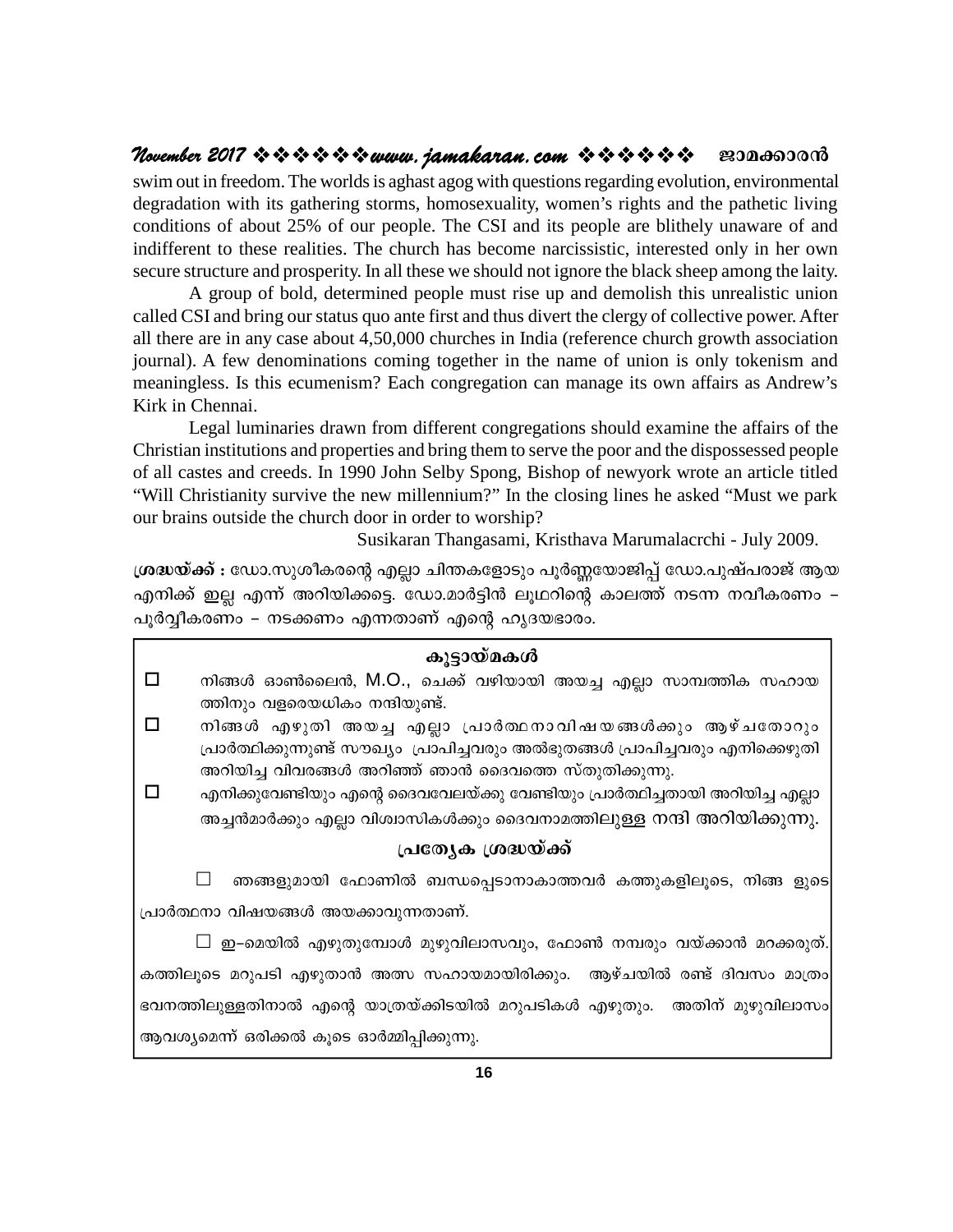swim out in freedom. The worlds is aghast agog with questions regarding evolution, environmental degradation with its gathering storms, homosexuality, women's rights and the pathetic living conditions of about 25% of our people. The CSI and its people are blithely unaware of and indifferent to these realities. The church has become narcissistic, interested only in her own secure structure and prosperity. In all these we should not ignore the black sheep among the laity.

A group of bold, determined people must rise up and demolish this unrealistic union called CSI and bring our status quo ante first and thus divert the clergy of collective power. After all there are in any case about 4,50,000 churches in India (reference church growth association journal). A few denominations coming together in the name of union is only tokenism and meaningless. Is this ecumenism? Each congregation can manage its own affairs as Andrew's Kirk in Chennai.

Legal luminaries drawn from different congregations should examine the affairs of the Christian institutions and properties and bring them to serve the poor and the dispossessed people of all castes and creeds. In 1990 John Selby Spong, Bishop of newyork wrote an article titled "Will Christianity survive the new millennium?" In the closing lines he asked "Must we park our brains outside the church door in order to worship?

Susikaran Thangasami, Kristhava Marumalacrchi - July 2009.

**ശ്രദ്ധയ്ക്ക് :** ഡോ.സുശീകരന്റെ എല്ലാ ചിന്തകളോടും പൂർണ്ണയോജിപ്പ് ഡോ.പുഷ്പരാജ് ആയ എനിക്ക് ഇല്ല എന്ന് അറിയിക്കട്ടെ. ഡോ.മാർട്ടിൻ ലൂഥറിന്റെ കാലത്ത് നടന്ന നവീകരണം – പൂർവ്വീകരണം – നടക്കണം എന്നതാണ് എന്റെ ഹൃദയഭാരം.

### കൂട്ടായ്മകൾ

- ☐ നിങ്ങൾ ഓൺലൈൻ, M.O., ചെക്ക് വഴിയായി അയച്ച എല്ലാ സാമ്പത്തിക സഹായത്തിനും വളരെയധികം നന്ദിയുണ്ട്.
- ☐ നിങ്ങൾ എഴുതി അയച്ച എല്ലാ പ്രാർത്ഥനാവിഷയങ്ങൾക്കും ആഴ്ചതോറും പ്രാർത്ഥിക്കുന്നുണ്ട് സൗഖ്യം പ്രാപിച്ചവരും അൽഭുതങ്ങൾ പ്രാപിച്ചവരും എനിക്കെഴുതി അറിയിച്ച വിവരങ്ങൾ അറിഞ്ഞ് ഞാൻ ദൈവത്തെ സ്തുതിക്കുന്നു.
- ☐ എനിക്കുവേണ്ടിയും എന്റെ ദൈവവേലയ്ക്കു വേണ്ടിയും പ്രാർത്ഥിച്ചതായി അറിയിച്ച എല്ലാ അച്ചൻമാർക്കും എല്ലാ വിശ്വാസികൾക്കും ദൈവനാമത്തിലുള്ള നന്ദി അറിയിക്കുന്നു.

### പ്രത്യേക ശ്രദ്ധയ്ക്ക്

☐ ഞങ്ങളുമായി ഫോണിൽ ബന്ധപ്പെടാനാകാത്തവർ കത്തുകളിലൂടെ, നിങ്ങ ളുടെ പ്രാർത്ഥനാ വിഷയങ്ങൾ അയക്കാവുന്നതാണ്.

☐ ഇ–മെയിൽ എഴുതുമ്പോൾ മുഴുവിലാസവും, ഫോൺ നമ്പരും വയ്ക്കാൻ മറക്കരുത്. കത്തിലൂടെ മറുപടി എഴുതാൻ അത സഹായമായിരിക്കും. ആഴ്ചയിൽ രണ്ട് ദിവസം മാത്രം ഭവനത്തിലുള്ളതിനാൽ എന്റെ യാത്രയ്ക്കിടയിൽ മറുപടികൾ എഴുതും. അതിന് മുഴുവിലാസം ആവശ്യമെന്ന് ഒരിക്കൽ കൂടെ ഓർമ്മിപ്പിക്കുന്നു.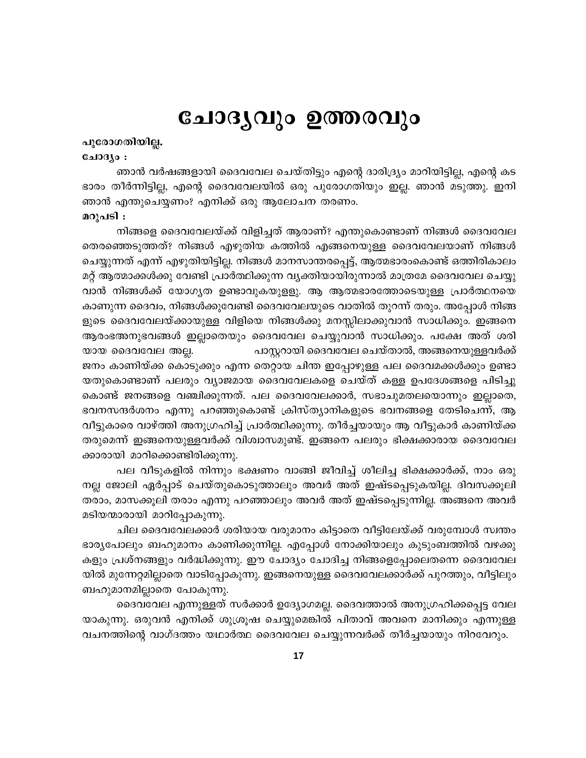# ചോദ്യവും ഉത്തരവും

**പുരോഗതിയില്ല.**

**ചോദ്യം :**

ഞാൻ വർഷങ്ങളായി ദൈവവേല ചെയ്തിട്ടും എന്റെ ദാരിദ്ര്യം മാറിയിട്ടില്ല, എന്റെ കട ഭാരം തീർന്നിട്ടില്ല, എന്റെ ദൈവവേലയിൽ ഒരു പുരോഗതിയും ഇല്ല. ഞാൻ മടുത്തു. ഇനി ഞാൻ എന്തുചെയ്യണം? എനിക്ക് ഒരു ആലോചന തരണം.

**മറുപടി :**

നിങ്ങളെ ദൈവവേലയ്ക്ക് വിളിച്ചത് ആരാണ്? എന്തുകൊണ്ടാണ് നിങ്ങൾ ദൈവവേല തെരഞ്ഞെടുത്തത്? നിങ്ങൾ എഴുതിയ കത്തിൽ എങ്ങനെയുള്ള ദൈവവേലയാണ് നിങ്ങൾ ചെയ്യുന്നത് എന്ന് എഴുതിയിട്ടില്ല. നിങ്ങൾ മാനസാന്തരപ്പെട്ട്, ആത്മഭാരംകൊണ്ട് ഒത്തിരികാലം മറ്റ് ആത്മാക്കൾക്കു വേണ്ടി പ്രാർത്ഥിക്കുന്ന വ്യക്തിയായിരുന്നാൽ മാത്രമേ ദൈവവേല ചെയ്യു വാൻ നിങ്ങൾക്ക് യോഗ്യത ഉണ്ടാവുകയുള്ളു. ആ ആത്മഭാരത്തോടെയുള്ള പ്രാർത്ഥനയെ കാണുന്ന ദൈവം, നിങ്ങൾക്കുവേണ്ടി ദൈവവേലയുടെ വാതിൽ തുറന്ന് തരും. അപ്പോൾ നിങ്ങ ളുടെ ദൈവവേലയ്ക്കായുള്ള വിളിയെ നിങ്ങൾക്കു മനസ്സിലാക്കുവാൻ സാധിക്കും. ഇങ്ങനെ ആരംഭഅനുഭവങ്ങൾ ഇല്ലാതെയും ദൈവവേല ചെയ്യുവാൻ സാധിക്കും. പക്ഷേ അത് ശരി യായ ദൈവവേല അല്ല. പാസ്റ്ററായി ദൈവവേല ചെയ്താൽ, അങ്ങനെയുള്ളവർക്ക് ജനം കാണിയ്ക്ക കൊടുക്കും എന്ന തെറ്റായ ചിന്ത ഇപ്പോഴുള്ള പല ദൈവമക്കൾക്കും ഉണ്ടാ യതുകൊണ്ടാണ് പലരും വ്യാജമായ ദൈവവേലകളെ ചെയ്ത് കള്ള ഉപദേശങ്ങളെ പിടിച്ചു കൊണ്ട് ജനങ്ങളെ വഞ്ചിക്കുന്നത്. പല ദൈവവേലക്കാർ, സഭാചുമതലയൊന്നും ഇല്ലാതെ, ഭവനസന്ദർശനം എന്നു പറഞ്ഞുകൊണ്ട് ക്രിസ്ത്യാനികളുടെ ഭവനങ്ങളെ തേടിചെന്ന്, ആ വീട്ടുകാരെ വാഴ്ത്തി അനുഗ്രഹിച്ച് പ്രാർത്ഥിക്കുന്നു. തീർച്ചയായും ആ വീട്ടുകാർ കാണിയ്ക്ക തരുമെന്ന് ഇങ്ങനെയുള്ളവർക്ക് വിശ്വാസമുണ്ട്. ഇങ്ങനെ പലരും ഭിക്ഷക്കാരായ ദൈവവേല ക്കാരായി മാറിക്കൊണ്ടിരിക്കുന്നു.

പല വീടുകളിൽ നിന്നും ഭക്ഷണം വാങ്ങി ജീവിച്ച് ശീലിച്ച ഭിക്ഷക്കാർക്ക്, നാം ഒരു നല്ല ജോലി ഏർപ്പാട് ചെയ്തുകൊടുത്താലും അവർ അത് ഇഷ്ടപ്പെടുകയില്ല. ദിവസക്കൂലി തരാം, മാസക്കൂലി തരാം എന്നു പറഞ്ഞാലും അവർ അത് ഇഷ്ടപ്പെടുന്നില്ല. അങ്ങനെ അവർ മടിയന്മാരായി മാറിപ്പോകുന്നു.

ചില ദൈവവേലക്കാർ ശരിയായ വരുമാനം കിട്ടാതെ വീട്ടിലേയ്ക്ക് വരുമ്പോൾ സ്വന്തം ഭാര്യപോലും ബഹുമാനം കാണിക്കുന്നില്ല. എപ്പോൾ നോക്കിയാലും കുടുംബത്തിൽ വഴക്കു കളും പ്രശ്നങ്ങളും വർദ്ധിക്കുന്നു. ഈ ചോദ്യം ചോദിച്ച നിങ്ങളെപ്പോലെതന്നെ ദൈവവേല യിൽ മുന്നേറ്റമില്ലാതെ വാടിപ്പോകുന്നു. ഇങ്ങനെയുള്ള ദൈവവേലക്കാർക്ക് പുറത്തും, വീട്ടിലും ബഹുമാനമില്ലാതെ പോകുന്നു.

ദൈവവേല എന്നുള്ളത് സർക്കാർ ഉദ്യോഗമല്ല. ദൈവത്താൽ അനുഗ്രഹിക്കപ്പെട്ട വേല യാകുന്നു. ഒരുവൻ എനിക്ക് ശുശ്രൂഷ ചെയ്യുമെങ്കിൽ പിതാവ് അവനെ മാനിക്കും എന്നുള്ള വചനത്തിന്റെ വാഗ്ദത്തം യഥാർത്ഥ ദൈവവേല ചെയ്യുന്നവർക്ക് തീർച്ചയായും നിറവേറും.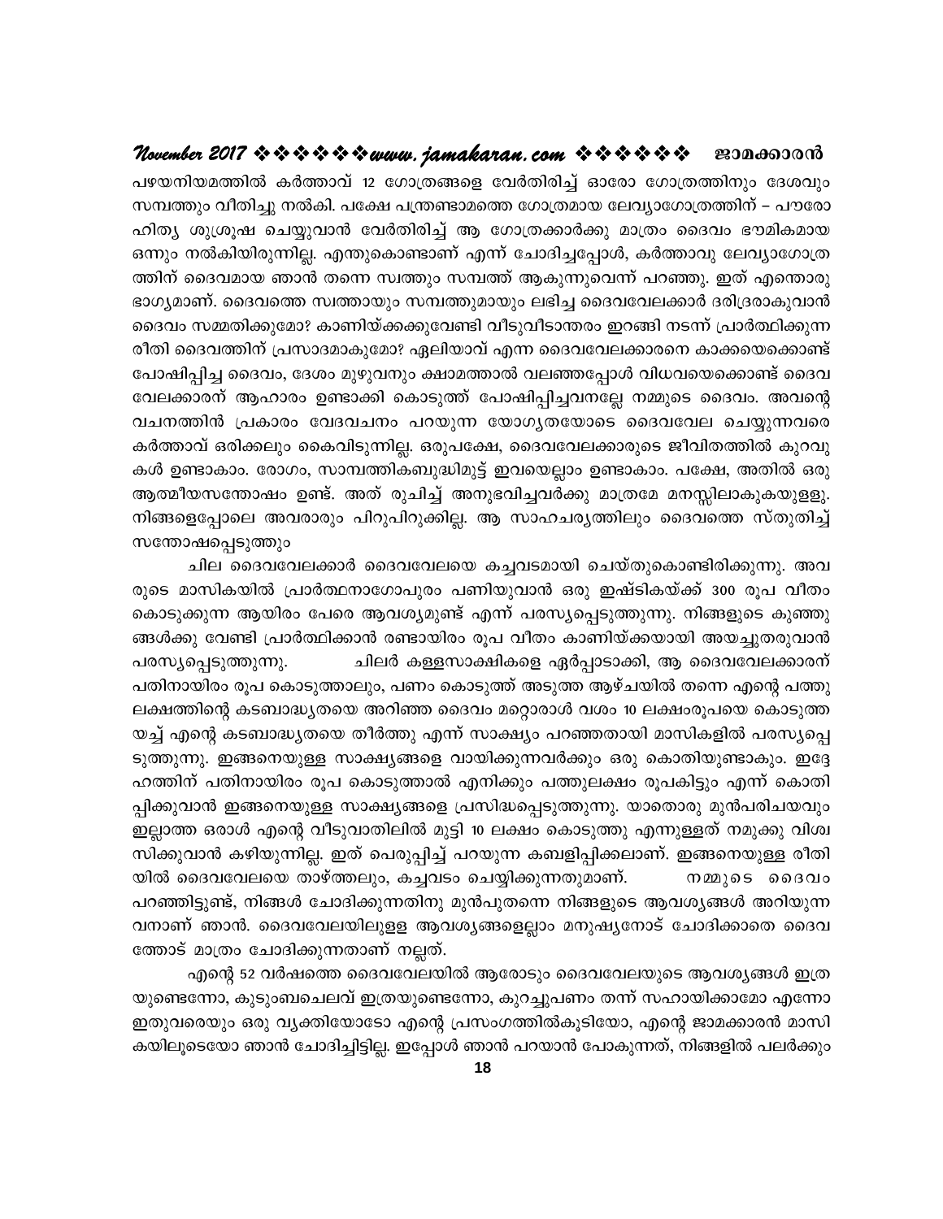പഴയനിയമത്തിൽ കർത്താവ് 12 ഗോത്രങ്ങളെ വേർതിരിച്ച് ഓരോ ഗോത്രത്തിനും ദേശവും സമ്പത്തും വീതിച്ചു നൽകി. പക്ഷേ പന്ത്രണ്ടാമത്തെ ഗോത്രമായ ലേവ്യാഗോത്രത്തിന് – പൗരോഹിത്യ ശുശ്രൂഷ ചെയ്യുവാൻ വേർതിരിച്ച് ആ ഗോത്രക്കാർക്കു മാത്രം ദൈവം ഭൗമികമായ ഒന്നും നൽകിയിരുന്നില്ല. എന്തുകൊണ്ടാണ് എന്ന് ചോദിച്ചപ്പോൾ, കർത്താവു ലേവ്യാഗോത്രത്തിന് ദൈവമായ ഞാൻ തന്നെ സ്വത്തും സമ്പത്ത് ആകുന്നുവെന്ന് പറഞ്ഞു. ഇത് എന്തൊരു ഭാഗ്യമാണ്. ദൈവത്തെ സ്വത്തായും സമ്പത്തുമായും ലഭിച്ച ദൈവവേലക്കാർ ദരിദ്രരാകുവാൻ ദൈവം സമ്മതിക്കുമോ? കാണിയ്ക്കക്കുവേണ്ടി വീടുവീടാന്തരം ഇറങ്ങി നടന്ന് പ്രാർത്ഥിക്കുന്ന രീതി ദൈവത്തിന് പ്രസാദമാകുമോ? ഏലിയാവ് എന്ന ദൈവവേലക്കാരനെ കാക്കയെക്കൊണ്ട് പോഷിപ്പിച്ച ദൈവം, ദേശം മുഴുവനും ക്ഷാമത്താൽ വലഞ്ഞപ്പോൾ വിധവയെക്കൊണ്ട് ദൈവവേലക്കാരന് ആഹാരം ഉണ്ടാക്കി കൊടുത്ത് പോഷിപ്പിച്ചവനല്ലേ നമ്മുടെ ദൈവം. അവന്റെ വചനത്തിൻ പ്രകാരം വേദവചനം പറയുന്ന യോഗ്യതയോടെ ദൈവവേല ചെയ്യുന്നവരെ കർത്താവ് ഒരിക്കലും കൈവിടുന്നില്ല. ഒരുപക്ഷേ, ദൈവവേലക്കാരുടെ ജീവിതത്തിൽ കുറവുകൾ ഉണ്ടാകാം. രോഗം, സാമ്പത്തികബുദ്ധിമുട്ട് ഇവയെല്ലാം ഉണ്ടാകാം. പക്ഷേ, അതിൽ ഒരു ആത്മീയസന്തോഷം ഉണ്ട്. അത് രുചിച്ച് അനുഭവിച്ചവർക്കു മാത്രമേ മനസ്സിലാകുകയുള്ളു. നിങ്ങളെപ്പോലെ അവരാരും പിറുപിറുക്കില്ല. ആ സാഹചര്യത്തിലും ദൈവത്തെ സ്തുതിച്ച് സന്തോഷപ്പെടുത്തും

ചില ദൈവവേലക്കാർ ദൈവവേലയെ കച്ചവടമായി ചെയ്തുകൊണ്ടിരിക്കുന്നു. അവരുടെ മാസികയിൽ പ്രാർത്ഥനാഗോപുരം പണിയുവാൻ ഒരു ഇഷ്ടികയ്ക്ക് 300 രൂപ വീതം കൊടുക്കുന്ന ആയിരം പേരെ ആവശ്യമുണ്ട് എന്ന് പരസ്യപ്പെടുത്തുന്നു. നിങ്ങളുടെ കുഞ്ഞുങ്ങൾക്കു വേണ്ടി പ്രാർത്ഥിക്കാൻ രണ്ടായിരം രൂപ വീതം കാണിയ്ക്കയായി അയച്ചുതരുവാൻ പരസ്യപ്പെടുത്തുന്നു. ചിലർ കള്ളസാക്ഷികളെ ഏർപ്പാടാക്കി, ആ ദൈവവേലക്കാരന് പതിനായിരം രൂപ കൊടുത്താലും, പണം കൊടുത്ത് അടുത്ത ആഴ്ചയിൽ തന്നെ എന്റെ പത്തു ലക്ഷത്തിന്റെ കടബാദ്ധ്യതയെ അറിഞ്ഞ ദൈവം മറ്റൊരാൾ വശം 10 ലക്ഷംരൂപയെ കൊടുത്തയച്ച് എന്റെ കടബാദ്ധ്യതയെ തീർത്തു എന്ന് സാക്ഷ്യം പറഞ്ഞതായി മാസികളിൽ പരസ്യപ്പെടുത്തുന്നു. ഇങ്ങനെയുള്ള സാക്ഷ്യങ്ങളെ വായിക്കുന്നവർക്കും ഒരു കൊതിയുണ്ടാകും. ഇദ്ദേഹത്തിന് പതിനായിരം രൂപ കൊടുത്താൽ എനിക്കും പത്തുലക്ഷം രൂപകിട്ടും എന്ന് കൊതിപ്പിക്കുവാൻ ഇങ്ങനെയുള്ള സാക്ഷ്യങ്ങളെ പ്രസിദ്ധപ്പെടുത്തുന്നു. യാതൊരു മുൻപരിചയവും ഇല്ലാത്ത ഒരാൾ എന്റെ വീടുവാതിലിൽ മുട്ടി 10 ലക്ഷം കൊടുത്തു എന്നുള്ളത് നമുക്കു വിശ്വസിക്കുവാൻ കഴിയുന്നില്ല. ഇത് പെരുപ്പിച്ച് പറയുന്ന കബളിപ്പിക്കലാണ്. ഇങ്ങനെയുള്ള രീതിയിൽ ദൈവവേലയെ താഴ്ത്തലും, കച്ചവടം ചെയ്യിക്കുന്നതുമാണ്. നമ്മുടെ ദൈവം പറഞ്ഞിട്ടുണ്ട്, നിങ്ങൾ ചോദിക്കുന്നതിനു മുൻപുതന്നെ നിങ്ങളുടെ ആവശ്യങ്ങൾ അറിയുന്നവനാണ് ഞാൻ. ദൈവവേലയിലുളള ആവശ്യങ്ങളെല്ലാം മനുഷ്യനോട് ചോദിക്കാതെ ദൈവത്തോട് മാത്രം ചോദിക്കുന്നതാണ് നല്ലത്.

എന്റെ 52 വർഷത്തെ ദൈവവേലയിൽ ആരോടും ദൈവവേലയുടെ ആവശ്യങ്ങൾ ഇത്രയുണ്ടെന്നോ, കുടുംബചെലവ് ഇത്രയുണ്ടെന്നോ, കുറച്ചുപണം തന്ന് സഹായിക്കാമോ എന്നോ ഇതുവരെയും ഒരു വ്യക്തിയോടോ എന്റെ പ്രസംഗത്തിൽകൂടിയോ, എന്റെ ജാമക്കാരൻ മാസികയിലൂടെയോ ഞാൻ ചോദിച്ചിട്ടില്ല. ഇപ്പോൾ ഞാൻ പറയാൻ പോകുന്നത്, നിങ്ങളിൽ പലർക്കും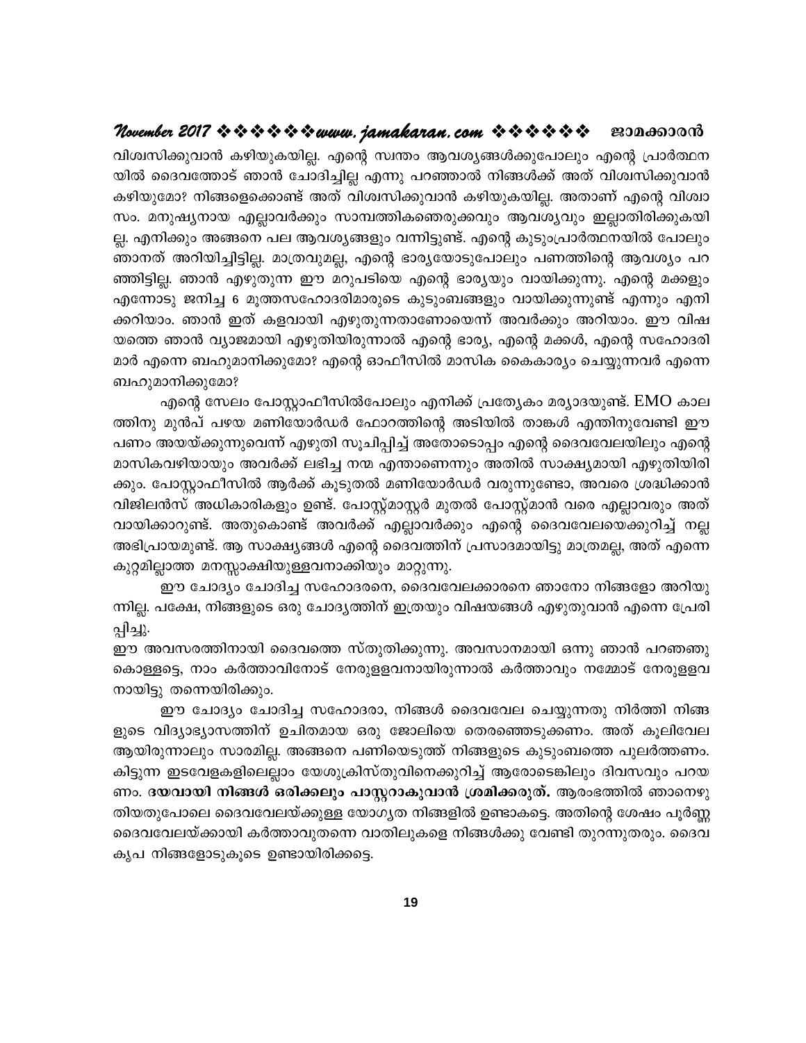വിശ്വസിക്കുവാൻ കഴിയുകയില്ല. എന്റെ സ്വന്തം ആവശ്യങ്ങൾക്കുപോലും എന്റെ പ്രാർത്ഥനയിൽ ദൈവത്തോട് ഞാൻ ചോദിച്ചില്ല എന്നു പറഞ്ഞാൽ നിങ്ങൾക്ക് അത് വിശ്വസിക്കുവാൻ കഴിയുമോ? നിങ്ങളെക്കൊണ്ട് അത് വിശ്വസിക്കുവാൻ കഴിയുകയില്ല. അതാണ് എന്റെ വിശ്വാസം. മനുഷ്യനായ എല്ലാവർക്കും സാമ്പത്തികഞെരുക്കവും ആവശ്യവും ഇല്ലാതിരിക്കുകയില്ല. എനിക്കും അങ്ങനെ പല ആവശ്യങ്ങളും വന്നിട്ടുണ്ട്. എന്റെ കുടുംപ്രാർത്ഥനയിൽ പോലും ഞാനത് അറിയിച്ചിട്ടില്ല. മാത്രവുമല്ല, എന്റെ ഭാര്യയോടുപോലും പണത്തിന്റെ ആവശ്യം പറഞ്ഞിട്ടില്ല. ഞാൻ എഴുതുന്ന ഈ മറുപടിയെ എന്റെ ഭാര്യയും വായിക്കുന്നു. എന്റെ മക്കളും എന്നോടു ജനിച്ച 6 മൂത്തസഹോദരിമാരുടെ കുടുംബങ്ങളും വായിക്കുന്നുണ്ട് എന്നും എനിക്കറിയാം. ഞാൻ ഇത് കളവായി എഴുതുന്നതാണോയെന്ന് അവർക്കും അറിയാം. ഈ വിഷയത്തെ ഞാൻ വ്യാജമായി എഴുതിയിരുന്നാൽ എന്റെ ഭാര്യ, എന്റെ മക്കൾ, എന്റെ സഹോദരിമാർ എന്നെ ബഹുമാനിക്കുമോ? എന്റെ ഓഫീസിൽ മാസിക കൈകാര്യം ചെയ്യുന്നവർ എന്നെ ബഹുമാനിക്കുമോ?

എന്റെ സേലം പോസ്റ്റാഫീസിൽപോലും എനിക്ക് പ്രത്യേകം മര്യാദയുണ്ട്. EMO കാലത്തിനു മുൻപ് പഴയ മണിയോർഡർ ഫോറത്തിന്റെ അടിയിൽ താങ്കൾ എന്തിനുവേണ്ടി ഈ പണം അയയ്ക്കുന്നുവെന്ന് എഴുതി സൂചിപ്പിച്ച് അതോടൊപ്പം എന്റെ ദൈവവേലയിലും എന്റെ മാസികവഴിയായും അവർക്ക് ലഭിച്ച നന്മ എന്താണെന്നും അതിൽ സാക്ഷ്യമായി എഴുതിയിരിക്കും. പോസ്റ്റാഫീസിൽ ആർക്ക് കൂടുതൽ മണിയോർഡർ വരുന്നുണ്ടോ, അവരെ ശ്രദ്ധിക്കാൻ വിജിലൻസ് അധികാരികളും ഉണ്ട്. പോസ്റ്റ്മാസ്റ്റർ മുതൽ പോസ്റ്റ്മാൻ വരെ എല്ലാവരും അത് വായിക്കാറുണ്ട്. അതുകൊണ്ട് അവർക്ക് എല്ലാവർക്കും എന്റെ ദൈവവേലയെക്കുറിച്ച് നല്ല അഭിപ്രായമുണ്ട്. ആ സാക്ഷ്യങ്ങൾ എന്റെ ദൈവത്തിന് പ്രസാദമായിട്ടു മാത്രമല്ല, അത് എന്നെ കുറ്റമില്ലാത്ത മനസ്സാക്ഷിയുള്ളവനാക്കിയും മാറ്റുന്നു.

ഈ ചോദ്യം ചോദിച്ച സഹോദരനെ, ദൈവവേലക്കാരനെ ഞാനോ നിങ്ങളോ അറിയുന്നില്ല. പക്ഷേ, നിങ്ങളുടെ ഒരു ചോദ്യത്തിന് ഇത്രയും വിഷയങ്ങൾ എഴുതുവാൻ എന്നെ പ്രേരിപ്പിച്ചു.

ഈ അവസരത്തിനായി ദൈവത്തെ സ്തുതിക്കുന്നു. അവസാനമായി ഒന്നു ഞാൻ പറഞ്ഞുകൊള്ളട്ടെ, നാം കർത്താവിനോട് നേരുള്ളവനായിരുന്നാൽ കർത്താവും നമ്മോട് നേരുള്ളവനായിട്ടു തന്നെയിരിക്കും.

ഈ ചോദ്യം ചോദിച്ച സഹോദരാ, നിങ്ങൾ ദൈവവേല ചെയ്യുന്നതു നിർത്തി നിങ്ങളുടെ വിദ്യാഭ്യാസത്തിന് ഉചിതമായ ഒരു ജോലിയെ തെരഞ്ഞെടുക്കണം. അത് കൂലിവേല ആയിരുന്നാലും സാരമില്ല. അങ്ങനെ പണിയെടുത്ത് നിങ്ങളുടെ കുടുംബത്തെ പുലർത്തണം. കിട്ടുന്ന ഇടവേളകളിലെല്ലാം യേശുക്രിസ്തുവിനെക്കുറിച്ച് ആരോടെങ്കിലും ദിവസവും പറയണം. **ദയവായി നിങ്ങൾ ഒരിക്കലും പാസ്റ്ററാകുവാൻ ശ്രമിക്കരുത്.** ആരംഭത്തിൽ ഞാനെഴുതിയതുപോലെ ദൈവവേലയ്ക്കുള്ള യോഗ്യത നിങ്ങളിൽ ഉണ്ടാകട്ടെ. അതിന്റെ ശേഷം പൂർണ്ണ ദൈവവേലയ്ക്കായി കർത്താവുതന്നെ വാതിലുകളെ നിങ്ങൾക്കു വേണ്ടി തുറന്നുതരും. ദൈവകൃപ നിങ്ങളോടുകൂടെ ഉണ്ടായിരിക്കട്ടെ.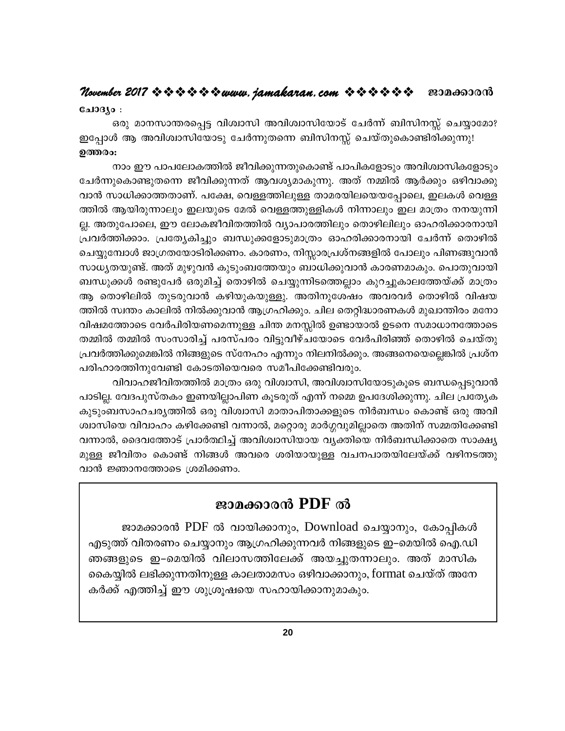**ചോദ്യം :**

ഒരു മാനസാന്തരപ്പെട്ട വിശ്വാസി അവിശ്വാസിയോട് ചേർന്ന് ബിസിനസ്സ് ചെയ്യാമോ? ഇപ്പോൾ ആ അവിശ്വാസിയോടു ചേർന്നുതന്നെ ബിസിനസ്സ് ചെയ്തുകൊണ്ടിരിക്കുന്നു!

**ഉത്തരം:**

നാം ഈ പാപലോകത്തിൽ ജീവിക്കുന്നതുകൊണ്ട് പാപികളോടും അവിശ്വാസികളോടും ചേർന്നുകൊണ്ടുതന്നെ ജീവിക്കുന്നത് ആവശ്യമാകുന്നു. അത് നമ്മിൽ ആർക്കും ഒഴിവാക്കുവാൻ സാധിക്കാത്തതാണ്. പക്ഷേ, വെള്ളത്തിലുള്ള താമരയിലയെയപ്പോലെ, ഇലകൾ വെള്ളത്തിൽ ആയിരുന്നാലും ഇലയുടെ മേൽ വെള്ളത്തുള്ളികൾ നിന്നാലും ഇല മാത്രം നനയുന്നില്ല. അതുപോലെ, ഈ ലോകജീവിതത്തിൽ വ്യാപാരത്തിലും തൊഴിലിലും ഓഹരിക്കാരനായി പ്രവർത്തിക്കാം. പ്രത്യേകിച്ചും ബന്ധുക്കളോടുമാത്രം ഓഹരിക്കാരനായി ചേർന്ന് തൊഴിൽ ചെയ്യുമ്പോൾ ജാഗ്രതയോടിരിക്കണം. കാരണം, നിസ്സാരപ്രശ്നങ്ങളിൽ പോലും പിണങ്ങുവാൻ സാധ്യതയുണ്ട്. അത് മുഴുവൻ കുടുംബത്തേയും ബാധിക്കുവാൻ കാരണമാകും. പൊതുവായി ബന്ധുക്കൾ രണ്ടുപേർ ഒരുമിച്ച് തൊഴിൽ ചെയ്യുന്നിടത്തെല്ലാം കുറച്ചുകാലത്തേയ്ക്ക് മാത്രം ആ തൊഴിലിൽ തുടരുവാൻ കഴിയുകയുള്ളു. അതിനുശേഷം അവരവർ തൊഴിൽ വിഷയത്തിൽ സ്വന്തം കാലിൽ നിൽക്കുവാൻ ആഗ്രഹിക്കും. ചില തെറ്റിദ്ധാരണകൾ മുഖാന്തിരം മനോവിഷമത്തോടെ വേർപിരിയണമെന്നുള്ള ചിന്ത മനസ്സിൽ ഉണ്ടായാൽ ഉടനെ സമാധാനത്തോടെ തമ്മിൽ തമ്മിൽ സംസാരിച്ച് പരസ്പരം വിട്ടുവീഴ്ചയോടെ വേർപിരിഞ്ഞ് തൊഴിൽ ചെയ്തു പ്രവർത്തിക്കുമെങ്കിൽ നിങ്ങളുടെ സ്നേഹം എന്നും നിലനിൽക്കും. അങ്ങനെയെല്ലെങ്കിൽ പ്രശ്ന പരിഹാരത്തിനുവേണ്ടി കോടതിയെവരെ സമീപിക്കേണ്ടിവരും.

വിവാഹജീവിതത്തിൽ മാത്രം ഒരു വിശ്വാസി, അവിശ്വാസിയോടുകൂടെ ബന്ധപ്പെടുവാൻ പാടില്ല. വേദപുസ്തകം ഇണയില്ലാപിണ കൂടരുത് എന്ന് നമ്മെ ഉപദേശിക്കുന്നു. ചില പ്രത്യേക കുടുംബസാഹചര്യത്തിൽ ഒരു വിശ്വാസി മാതാപിതാക്കളുടെ നിർബന്ധം കൊണ്ട് ഒരു അവിശ്വാസിയെ വിവാഹം കഴിക്കേണ്ടി വന്നാൽ, മറ്റൊരു മാർഗ്ഗവുമില്ലാതെ അതിന് സമ്മതിക്കേണ്ടി വന്നാൽ, ദൈവത്തോട് പ്രാർത്ഥിച്ച് അവിശ്വാസിയായ വ്യക്തിയെ നിർബന്ധിക്കാതെ സാക്ഷ്യമുള്ള ജീവിതം കൊണ്ട് നിങ്ങൾ അവരെ ശരിയായുള്ള വചനപാതയിലേയ്ക്ക് വഴിനടത്തുവാൻ ജ്ഞാനത്തോടെ ശ്രമിക്കണം.

## ജാമക്കാരൻ PDF ൽ

ജാമക്കാരൻ PDF ൽ വായിക്കാനും, Download ചെയ്യാനും, കോപ്പികൾ എടുത്ത് വിതരണം ചെയ്യാനും ആഗ്രഹിക്കുന്നവർ നിങ്ങളുടെ ഇ-മെയിൽ ഐ.ഡി ഞങ്ങളുടെ ഇ-മെയിൽ വിലാസത്തിലേക്ക് അയച്ചുതന്നാലും. അത് മാസിക കൈയ്യിൽ ലഭിക്കുന്നതിനുള്ള കാലതാമസം ഒഴിവാക്കാനും, format ചെയ്ത് അനേകർക്ക് എത്തിച്ച് ഈ ശുശ്രൂഷയെ സഹായിക്കാനുമാകും.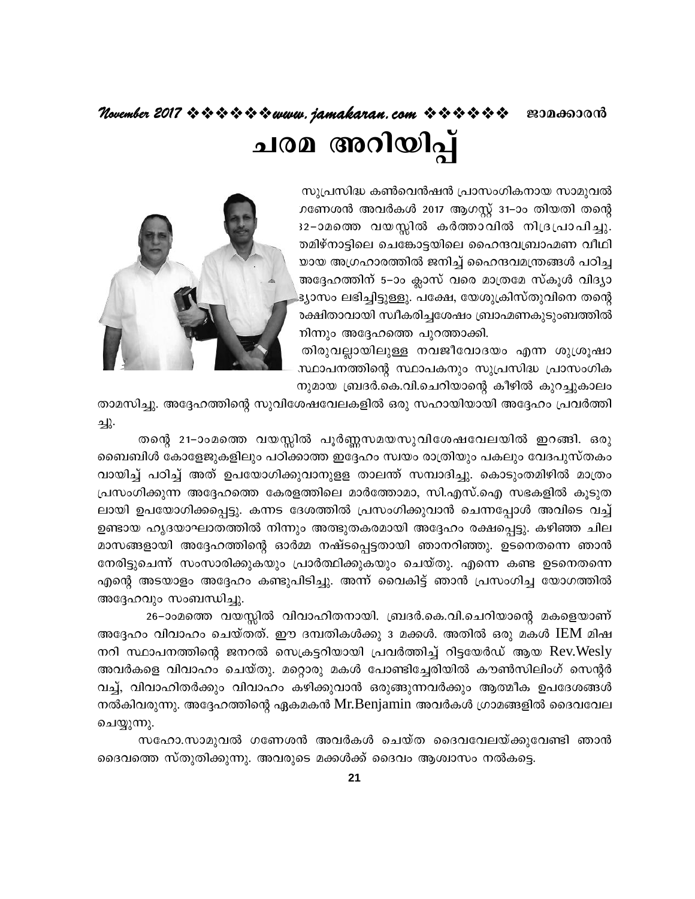# ചരമ അറിയിപ്പ്

സുപ്രസിദ്ധ കൺവെൻഷൻ പ്രാസംഗികനായ സാമുവൽ ഗണേശൻ അവർകൾ 2017 ആഗസ്റ്റ് 31–ാം തിയതി തന്റെ 82–ാമത്തെ വയസ്സിൽ കർത്താവിൽ നിദ്രപ്രാപിച്ചു. തമിഴ്നാട്ടിലെ ചെങ്കോട്ടയിലെ ഹൈന്ദവബ്രാഹ്മണ വീഥിയായ അഗ്രഹാരത്തിൽ ജനിച്ച് ഹൈന്ദവമന്ത്രങ്ങൾ പഠിച്ച അദ്ദേഹത്തിന് 5–ാം ക്ലാസ് വരെ മാത്രമേ സ്കൂൾ വിദ്യാഭ്യാസം ലഭിച്ചിട്ടുള്ളു. പക്ഷേ, യേശുക്രിസ്തുവിനെ തന്റെ രക്ഷിതാവായി സ്വീകരിച്ചശേഷം ബ്രാഹ്മണകുടുംബത്തിൽ നിന്നും അദ്ദേഹത്തെ പുറത്താക്കി.

തിരുവല്ലായിലുള്ള നവജീവോദയം എന്ന ശുശ്രൂഷാസ്ഥാപനത്തിന്റെ സ്ഥാപകനും സുപ്രസിദ്ധ പ്രാസംഗികനുമായ ബ്രദർ.കെ.വി.ചെറിയാന്റെ കീഴിൽ കുറച്ചുകാലം താമസിച്ചു. അദ്ദേഹത്തിന്റെ സുവിശേഷവേലകളിൽ ഒരു സഹായിയായി അദ്ദേഹം പ്രവർത്തിച്ചു.

തന്റെ 21–ാംമത്തെ വയസ്സിൽ പൂർണ്ണസമയസുവിശേഷവേലയിൽ ഇറങ്ങി. ഒരു ബൈബിൾ കോളേജുകളിലും പഠിക്കാത്ത ഇദ്ദേഹം സ്വയം രാത്രിയും പകലും വേദപുസ്തകം വായിച്ച് പഠിച്ച് അത് ഉപയോഗിക്കുവാനുളള താലന്ത് സമ്പാദിച്ചു. കൊടുംതമിഴിൽ മാത്രം പ്രസംഗിക്കുന്ന അദ്ദേഹത്തെ കേരളത്തിലെ മാർത്തോമാ, സി.എസ്.ഐ സഭകളിൽ കൂടുതലായി ഉപയോഗിക്കപ്പെട്ടു. കന്നട ദേശത്തിൽ പ്രസംഗിക്കുവാൻ ചെന്നപ്പോൾ അവിടെ വച്ച് ഉണ്ടായ ഹൃദയാഘാതത്തിൽ നിന്നും അത്ഭുതകരമായി അദ്ദേഹം രക്ഷപ്പെട്ടു. കഴിഞ്ഞ ചില മാസങ്ങളായി അദ്ദേഹത്തിന്റെ ഓർമ്മ നഷ്ടപ്പെട്ടതായി ഞാനറിഞ്ഞു. ഉടനെതന്നെ ഞാൻ നേരിട്ടുചെന്ന് സംസാരിക്കുകയും പ്രാർത്ഥിക്കുകയും ചെയ്തു. എന്നെ കണ്ട ഉടനെതന്നെ എന്റെ അടയാളം അദ്ദേഹം കണ്ടുപിടിച്ചു. അന്ന് വൈകിട്ട് ഞാൻ പ്രസംഗിച്ച യോഗത്തിൽ അദ്ദേഹവും സംബന്ധിച്ചു.

26–ാംമത്തെ വയസ്സിൽ വിവാഹിതനായി. ബ്രദർ.കെ.വി.ചെറിയാന്റെ മകളെയാണ് അദ്ദേഹം വിവാഹം ചെയ്തത്. ഈ ദമ്പതികൾക്കു 3 മക്കൾ. അതിൽ ഒരു മകൾ IEM മിഷനറി സ്ഥാപനത്തിന്റെ ജനറൽ സെക്രട്ടറിയായി പ്രവർത്തിച്ച് റിട്ടയേർഡ് ആയ Rev.Wesly അവർകളെ വിവാഹം ചെയ്തു. മറ്റൊരു മകൾ പോണ്ടിച്ചേരിയിൽ കൗൺസിലിംഗ് സെന്റർ വച്ച്, വിവാഹിതർക്കും വിവാഹം കഴിക്കുവാൻ ഒരുങ്ങുന്നവർക്കും ആത്മീക ഉപദേശങ്ങൾ നൽകിവരുന്നു. അദ്ദേഹത്തിന്റെ ഏകമകൻ Mr.Benjamin അവർകൾ ഗ്രാമങ്ങളിൽ ദൈവവേല ചെയ്യുന്നു.

സഹോ.സാമുവൽ ഗണേശൻ അവർകൾ ചെയ്ത ദൈവവേലയ്ക്കുവേണ്ടി ഞാൻ ദൈവത്തെ സ്തുതിക്കുന്നു. അവരുടെ മക്കൾക്ക് ദൈവം ആശ്വാസം നൽകട്ടെ.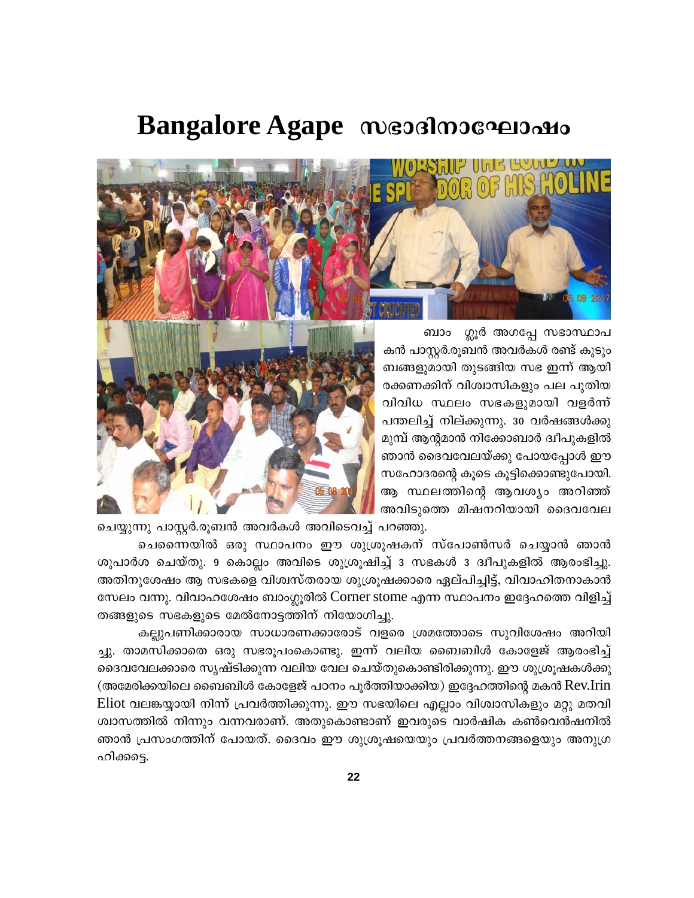# Bangalore Agape സഭാദിനാഘോഷം

ബാംഗ്ലൂർ അഗപ്പേ സഭാസ്ഥാപകൻ പാസ്റ്റർ.രൂബൻ അവർകൾ രണ്ട് കുടുംബങ്ങളുമായി തുടങ്ങിയ സഭ ഇന്ന് ആയിരക്കണക്കിന് വിശ്വാസികളും പല പുതിയ വിവിധ സ്ഥലം സഭകളുമായി വളർന്ന് പന്തലിച്ച് നില്ക്കുന്നു. 30 വർഷങ്ങൾക്കു മുമ്പ് ആന്റമാൻ നിക്കോബാർ ദ്വീപുകളിൽ ഞാൻ ദൈവവേലയ്ക്കു പോയപ്പോൾ ഈ സഹോദരന്റെ കൂടെ കൂട്ടിക്കൊണ്ടുപോയി. ആ സ്ഥലത്തിന്റെ ആവശ്യം അറിഞ്ഞ് അവിടുത്തെ മിഷനറിയായി ദൈവവേല ചെയ്യുന്നു പാസ്റ്റർ.രൂബൻ അവർകൾ അവിടെവച്ച് പറഞ്ഞു.

ചെന്നൈയിൽ ഒരു സ്ഥാപനം ഈ ശുശ്രൂഷകന് സ്പോൺസർ ചെയ്യാൻ ഞാൻ ശുപാർശ ചെയ്തു. 9 കൊല്ലം അവിടെ ശുശ്രൂഷിച്ച് 3 സഭകൾ 3 ദ്വീപുകളിൽ ആരംഭിച്ചു. അതിനുശേഷം ആ സഭകളെ വിശ്വസ്തരായ ശുശ്രൂഷക്കാരെ ഏല്പിച്ചിട്ട്, വിവാഹിതനാകാൻ സേലം വന്നു. വിവാഹശേഷം ബാംഗ്ലൂരിൽ Corner stome എന്ന സ്ഥാപനം ഇദ്ദേഹത്തെ വിളിച്ച് തങ്ങളുടെ സഭകളുടെ മേൽനോട്ടത്തിന് നിയോഗിച്ചു.

കല്ലുപണിക്കാരായ സാധാരണക്കാരോട് വളരെ ശ്രമത്തോടെ സുവിശേഷം അറിയിച്ചു. താമസിക്കാതെ ഒരു സഭരൂപംകൊണ്ടു. ഇന്ന് വലിയ ബൈബിൾ കോളേജ് ആരംഭിച്ച് ദൈവവേലക്കാരെ സൃഷ്ടിക്കുന്ന വലിയ വേല ചെയ്തുകൊണ്ടിരിക്കുന്നു. ഈ ശുശ്രൂഷകൾക്കു (അമേരിക്കയിലെ ബൈബിൾ കോളേജ് പഠനം പൂർത്തിയാക്കിയ) ഇദ്ദേഹത്തിന്റെ മകൻ Rev.Irin Eliot വലങ്കയ്യായി നിന്ന് പ്രവർത്തിക്കുന്നു. ഈ സഭയിലെ എല്ലാം വിശ്വാസികളും മറ്റു മതവിശ്വാസത്തിൽ നിന്നും വന്നവരാണ്. അതുകൊണ്ടാണ് ഇവരുടെ വാർഷിക കൺവെൻഷനിൽ ഞാൻ പ്രസംഗത്തിന് പോയത്. ദൈവം ഈ ശുശ്രൂഷയെയും പ്രവർത്തനങ്ങളെയും അനുഗ്രഹിക്കട്ടെ.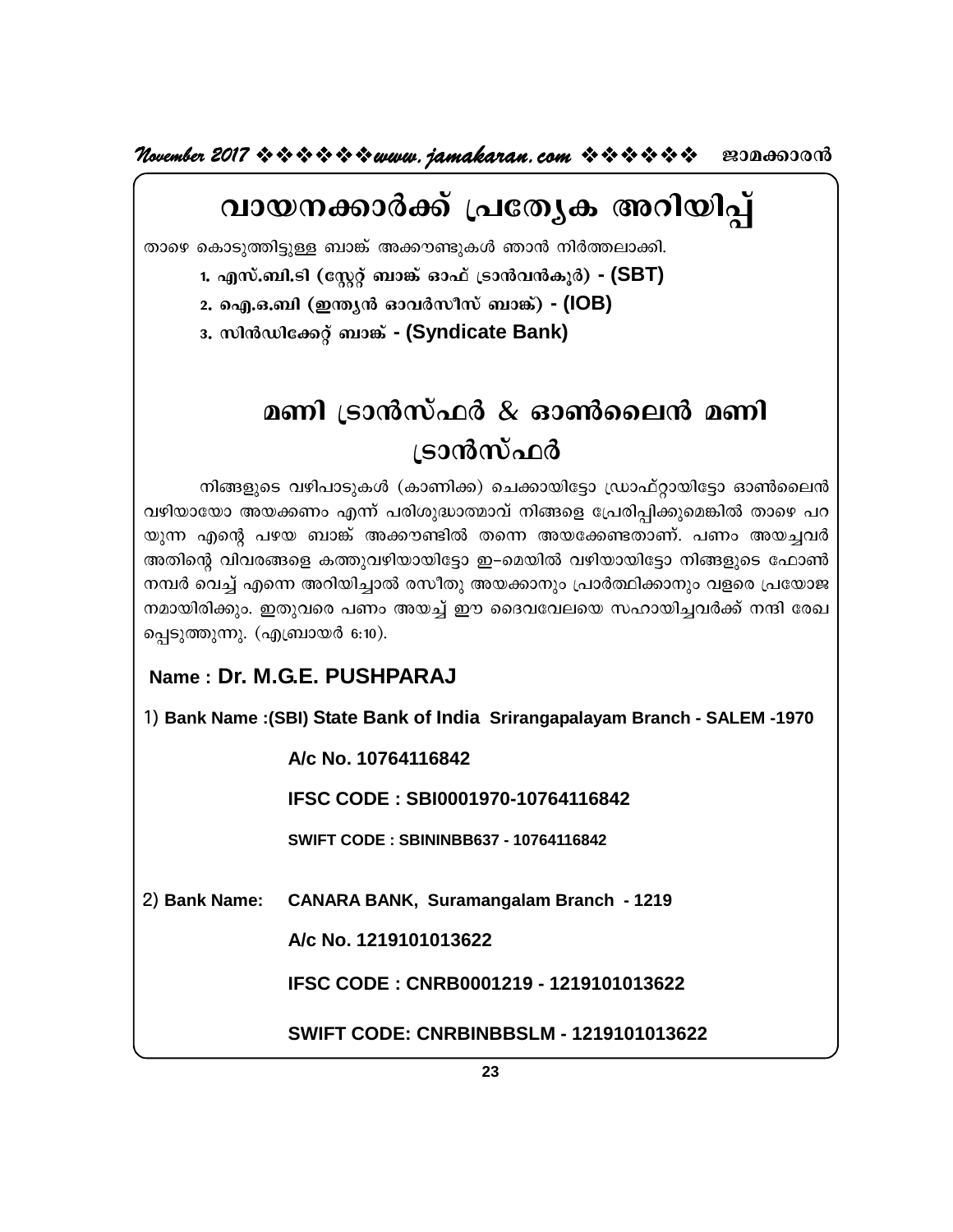# വായനക്കാർക്ക് പ്രത്യേക അറിയിപ്പ്

താഴെ കൊടുത്തിട്ടുള്ള ബാങ്ക് അക്കൗണ്ടുകൾ ഞാൻ നിർത്തലാക്കി.

1. എസ്.ബി.ടി (സ്റ്റേറ്റ് ബാങ്ക് ഓഫ് ട്രാൻവൻകൂർ) - **(SBT)**
2. ഐ.ഒ.ബി (ഇന്ത്യൻ ഓവർസീസ് ബാങ്ക്) - **(IOB)**
3. സിൻഡിക്കേറ്റ് ബാങ്ക് - **(Syndicate Bank)**

# മണി ട്രാൻസ്ഫർ & ഓൺലൈൻ മണി ട്രാൻസ്ഫർ

നിങ്ങളുടെ വഴിപാടുകൾ (കാണിക്ക) ചെക്കായിട്ടോ ഡ്രാഫ്റ്റായിട്ടോ ഓൺലൈൻ വഴിയായോ അയക്കണം എന്ന് പരിശുദ്ധാത്മാവ് നിങ്ങളെ പ്രേരിപ്പിക്കുമെങ്കിൽ താഴെ പറയുന്ന എന്റെ പഴയ ബാങ്ക് അക്കൗണ്ടിൽ തന്നെ അയക്കേണ്ടതാണ്. പണം അയച്ചവർ അതിന്റെ വിവരങ്ങളെ കത്തുവഴിയായിട്ടോ ഇ–മെയിൽ വഴിയായിട്ടോ നിങ്ങളുടെ ഫോൺ നമ്പർ വെച്ച് എന്നെ അറിയിച്ചാൽ രസീതു അയക്കാനും പ്രാർത്ഥിക്കാനും വളരെ പ്രയോജനമായിരിക്കും. ഇതുവരെ പണം അയച്ച് ഈ ദൈവവേലയെ സഹായിച്ചവർക്ക് നന്ദി രേഖപ്പെടുത്തുന്നു. (എബ്രായർ 6:10).

**Name : Dr. M.G.E. PUSHPARAJ**

1) **Bank Name :(SBI) State Bank of India Srirangapalayam Branch - SALEM -1970**

**A/c No. 10764116842**

**IFSC CODE : SBI0001970-10764116842**

**SWIFT CODE : SBININBB637 - 10764116842**

2) **Bank Name: CANARA BANK, Suramangalam Branch - 1219**

**A/c No. 1219101013622**

**IFSC CODE : CNRB0001219 - 1219101013622**

**SWIFT CODE: CNRBINBBSLM - 1219101013622**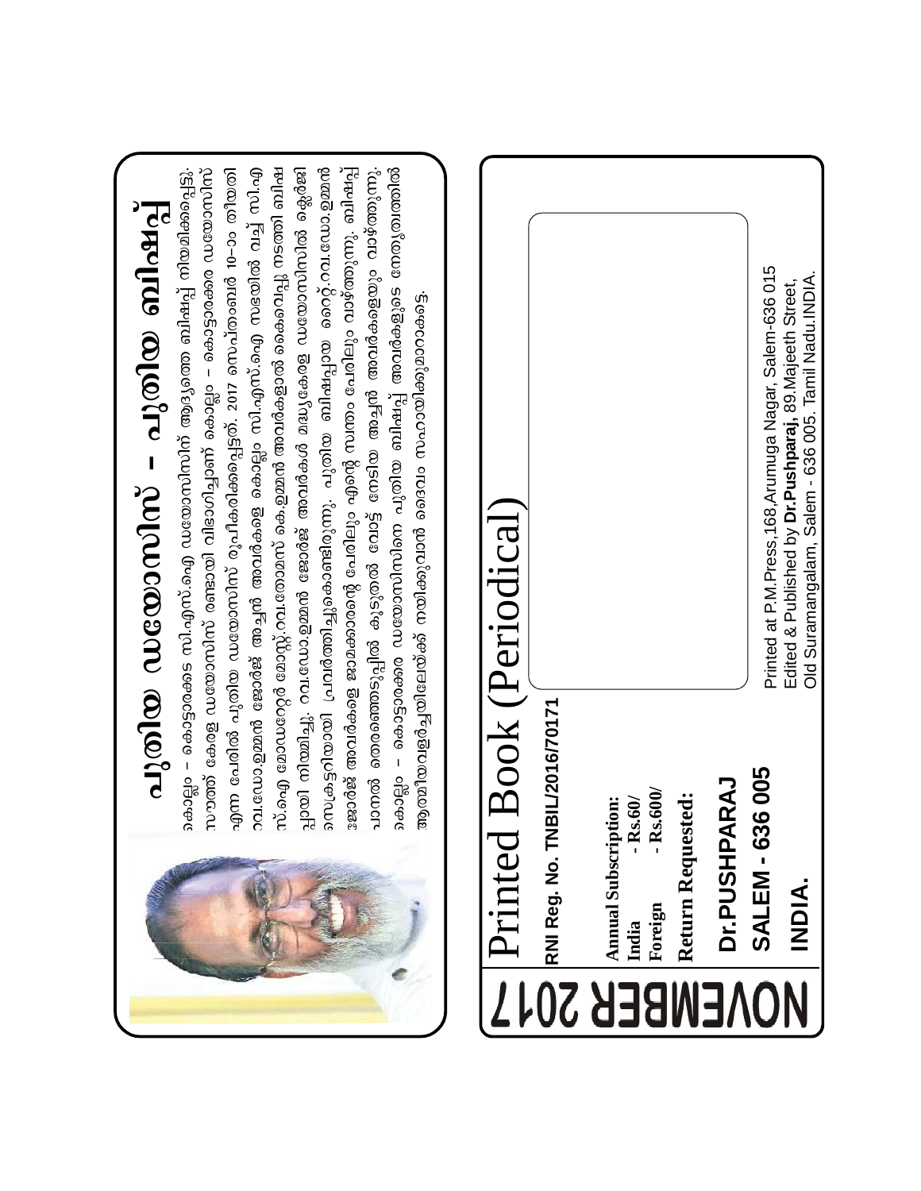# പുതിയ സയോസിസ് - പുതിയ ബിഷപ്പ്

കൊല്ലം – കൊട്ടാരക്കര സി.എസ്.ഐ സയോസിസിന് ആദ്യത്തെ ബിഷപ്പ് നിയമിക്കപ്പെട്ടു; സൗത്ത് കേരള സയോസിസ് രണ്ടായി വിഭാഗിച്ചാണ് കൊല്ലം – കൊട്ടാരക്കര സയോസിസ് എന്ന പേരിൽ പുതിയ സയോസിസ് രൂപീകരിക്കപ്പെട്ടത്. 2017 സെപ്തംബർ 10–ാം തീയതി റവ.ഡോ.ഉമ്മൻ ജോർജ്ജ് അച്ചൻ അവർകളെ കൊല്ലം സി.എസ്.ഐ സഭയിൽ വച്ച് സി.എസ്.ഐ മോഡറേറ്റർ മോസ്റ്റ്.റവ.തോമസ് കെ.ഉമ്മൻ അവർകളാൽ കൈവെപ്പു നടത്തി ബിഷപ്പായി നിയമിച്ചു. റവ.ഡോ.ഉമ്മൻ ജോർജ്ജ് അവർകൾ മദ്ധ്യകേരള സയോസിസിൽ ക്ലർജി സെക്രട്ടറിയായി പ്രവർത്തിച്ചുകൊണ്ടിരുന്നു. പുതിയ ബിഷപ്പായ റൈറ്റ്.റവ.ഡോ.ഉമ്മൻ ജോർജ്ജ് അവർകളെ ജാമക്കാരന്റെ പേരിലും എന്റെ സ്വന്തം പേരിലും വാഴ്ത്തുന്നു. ബിഷപ്പ് പദത്തിൽ തെരഞ്ഞെടുപ്പിൽ കൂടുതൽ വോട്ട് നേടിയ അച്ചൻ അവർകളെയും വാഴ്ത്തുന്നു. കൊല്ലം – കൊട്ടാരക്കര സയോസിസിനെ പുതിയ ബിഷപ്പ് അവർകളുടെ നേതൃത്വത്തിൽ ആത്മീയവളർച്ചയിലേയ്ക്ക് നയിക്കുവാൻ ദൈവം സഹായിക്കുമാറാകട്ടെ.

---

NOVEMBER 2017

# Printed Book (Periodical)

**RNI Reg. No. TNBIL/2016/70171**

**Annual Subscription:**
**India - Rs.60/**
**Foreign - Rs.600/**

**Return Requested:**

**Dr.PUSHPARAJ**
**SALEM - 636 005**
**INDIA.**

Printed at P.M.Press,168,Arumuga Nagar, Salem-636 015
Edited & Published by **Dr.Pushparaj,** 89.Majeeth Street,
Old Suramangalam, Salem - 636 005. Tamil Nadu.INDIA.